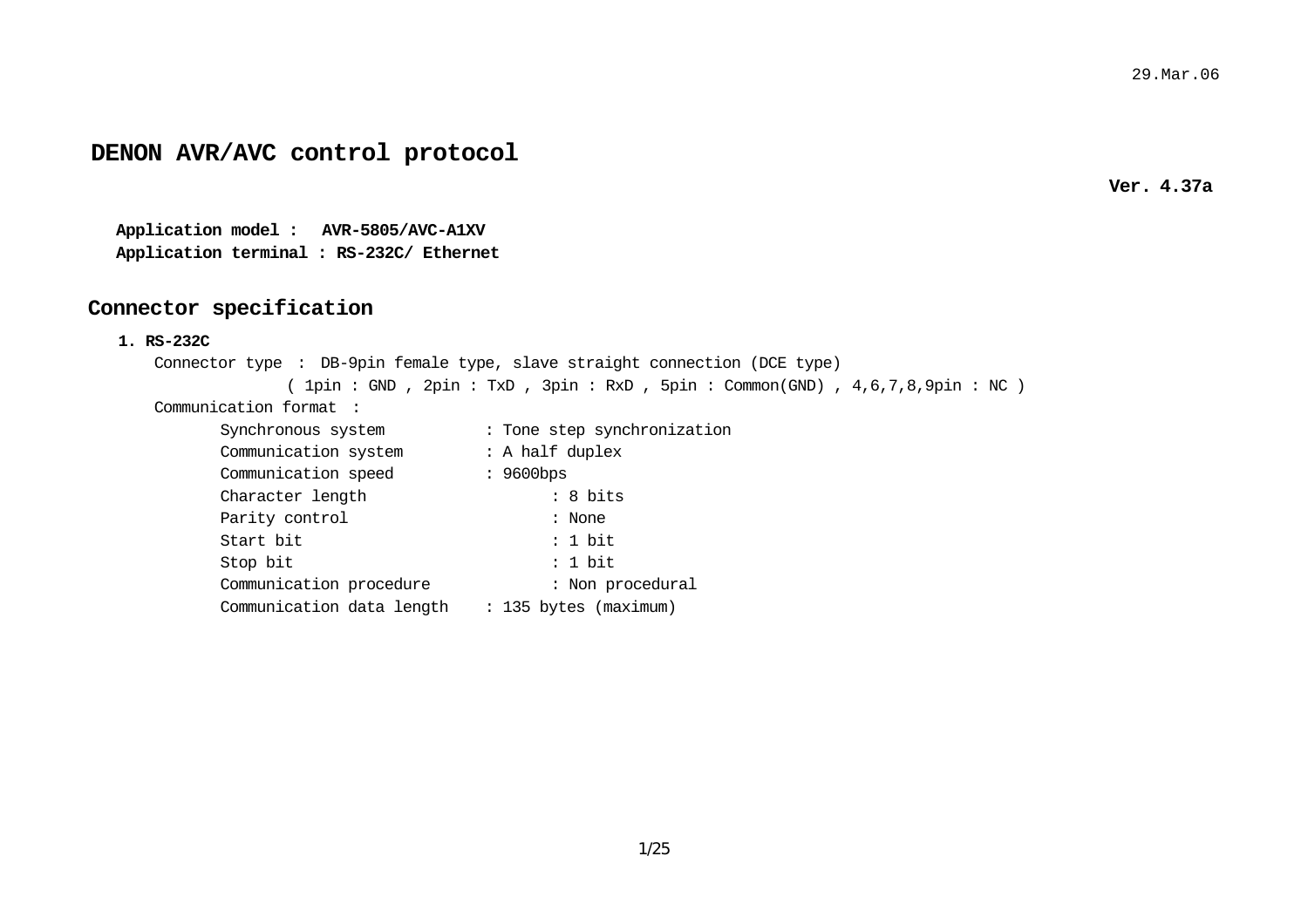29.Mar.06

# DENON AVR/AVC control protocol

**Ver. 4.37a**

**Application model : AVR-5805/AVC-A1XV**
**Application terminal : RS-232C/ Ethernet**

## Connector specification

### 1. RS-232C

Connector type : DB-9pin female type, slave straight connection (DCE type)
( 1pin : GND , 2pin : TxD , 3pin : RxD , 5pin : Common(GND) , 4,6,7,8,9pin : NC )

Communication format :

| | |
|---|---|
| Synchronous system | : Tone step synchronization |
| Communication system | : A half duplex |
| Communication speed | : 9600bps |
| Character length | : 8 bits |
| Parity control | : None |
| Start bit | : 1 bit |
| Stop bit | : 1 bit |
| Communication procedure | : Non procedural |
| Communication data length | : 135 bytes (maximum) |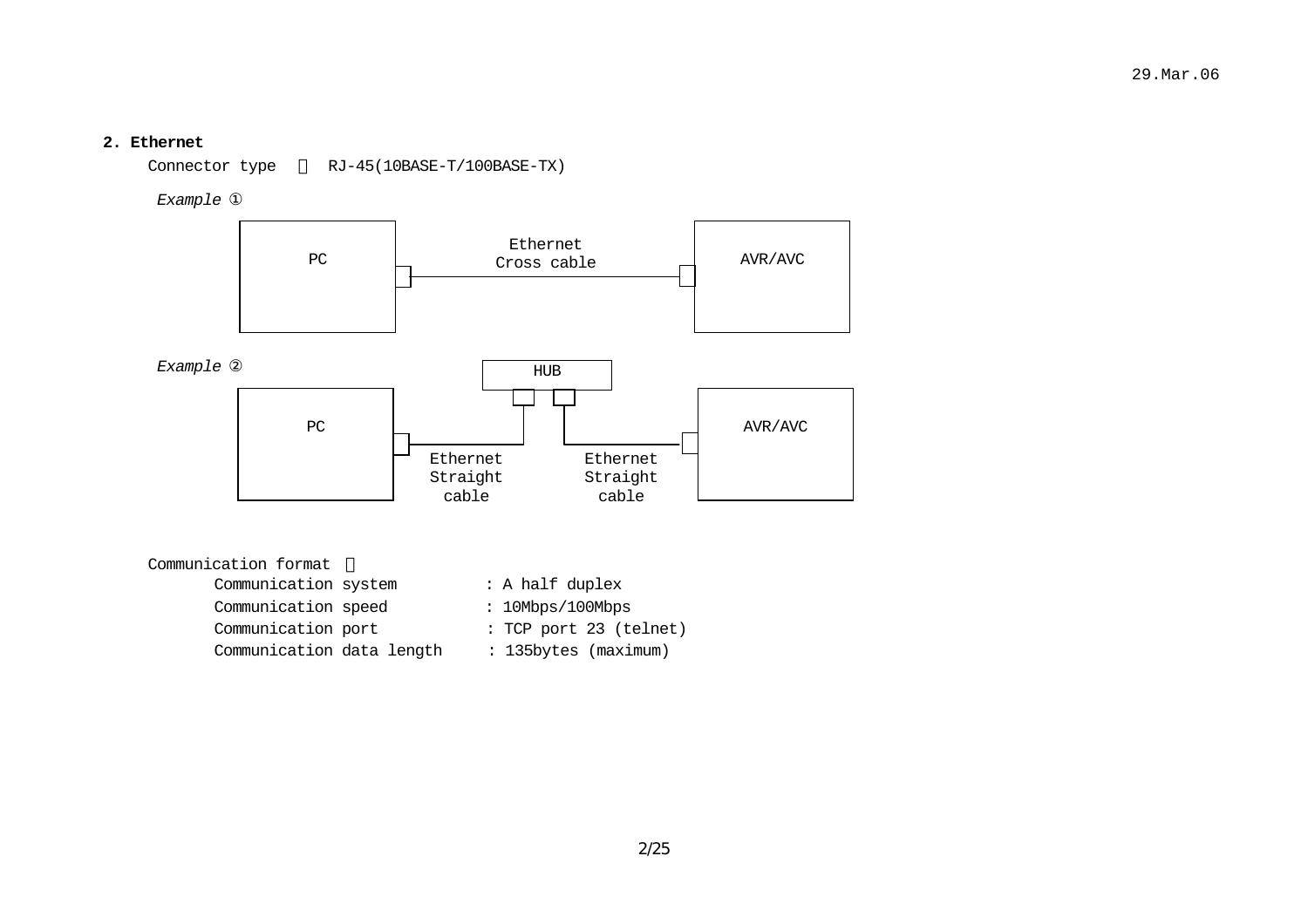## 2. Ethernet

Connector type ： RJ-45(10BASE-T/100BASE-TX)

*Example ①*

PC — Ethernet Cross cable — AVR/AVC

*Example ②*

PC — Ethernet Straight cable — HUB — Ethernet Straight cable — AVR/AVC

Communication format ：

| | |
|---|---|
| Communication system | : A half duplex |
| Communication speed | : 10Mbps/100Mbps |
| Communication port | : TCP port 23 (telnet) |
| Communication data length | : 135bytes (maximum) |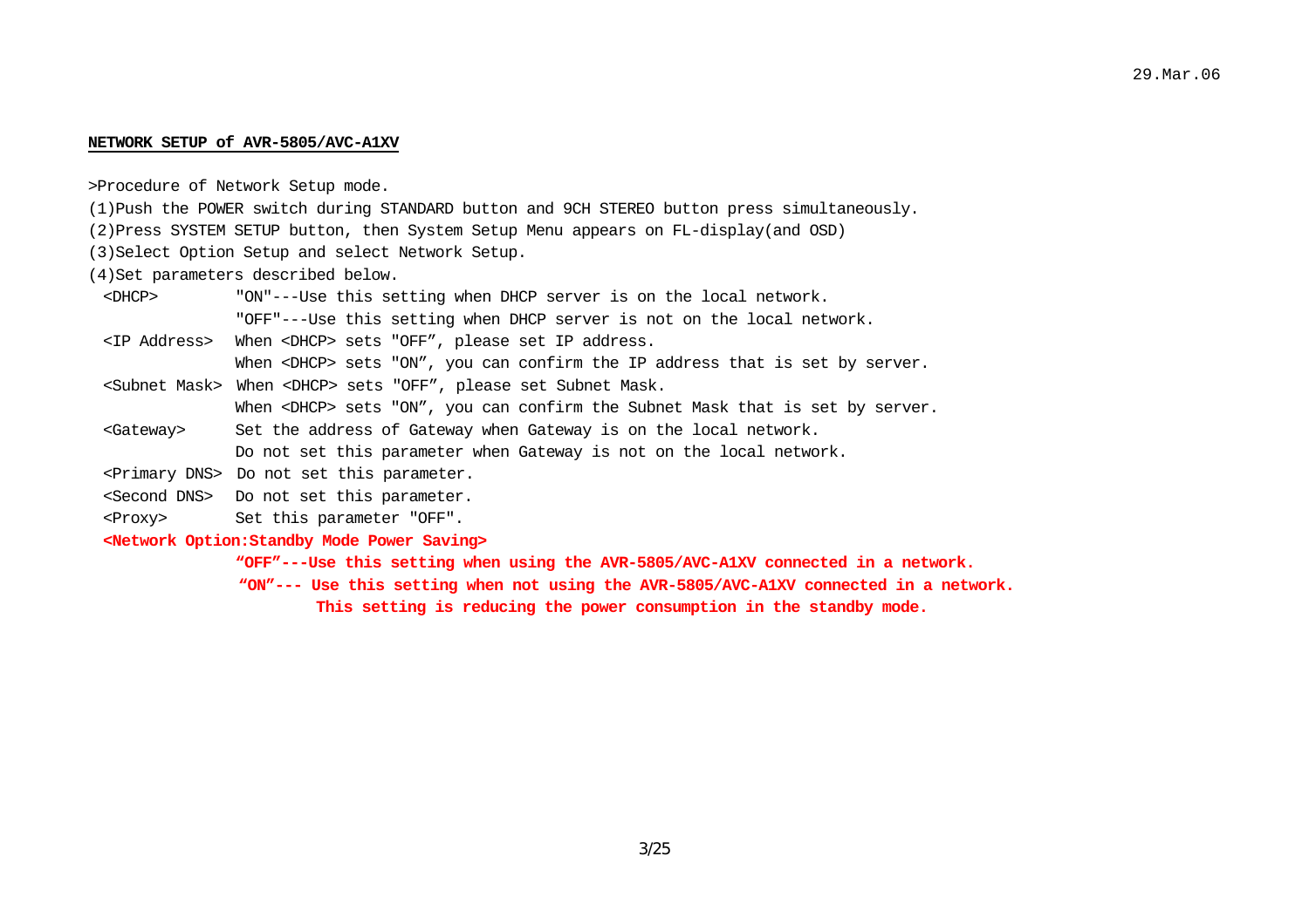29.Mar.06

**NETWORK SETUP of AVR-5805/AVC-A1XV**

>Procedure of Network Setup mode.

(1)Push the POWER switch during STANDARD button and 9CH STEREO button press simultaneously.

(2)Press SYSTEM SETUP button, then System Setup Menu appears on FL-display(and OSD)

(3)Select Option Setup and select Network Setup.

(4)Set parameters described below.

| | |
|---|---|
| <DHCP> | "ON"---Use this setting when DHCP server is on the local network.<br>"OFF"---Use this setting when DHCP server is not on the local network. |
| <IP Address> | When <DHCP> sets "OFF", please set IP address.<br>When <DHCP> sets "ON", you can confirm the IP address that is set by server. |
| <Subnet Mask> | When <DHCP> sets "OFF", please set Subnet Mask.<br>When <DHCP> sets "ON", you can confirm the Subnet Mask that is set by server. |
| <Gateway> | Set the address of Gateway when Gateway is on the local network.<br>Do not set this parameter when Gateway is not on the local network. |
| <Primary DNS> | Do not set this parameter. |
| <Second DNS> | Do not set this parameter. |
| <Proxy> | Set this parameter "OFF". |

**<Network Option:Standby Mode Power Saving>**

**"OFF"---Use this setting when using the AVR-5805/AVC-A1XV connected in a network.**

**"ON"--- Use this setting when not using the AVR-5805/AVC-A1XV connected in a network.**
**This setting is reducing the power consumption in the standby mode.**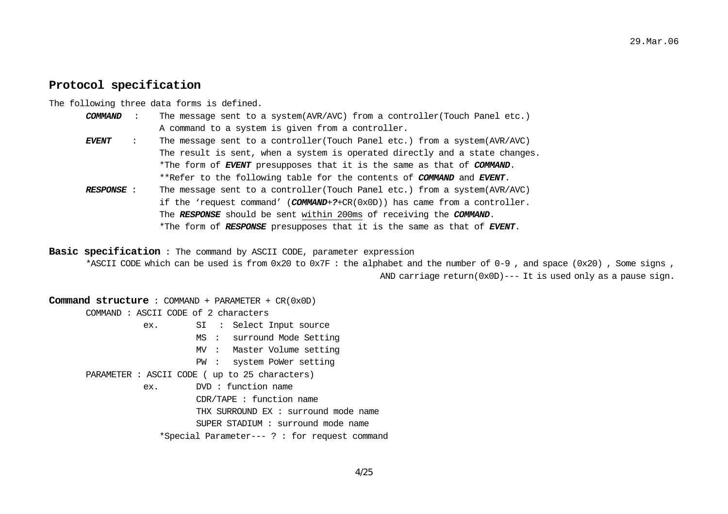29.Mar.06

## Protocol specification

The following three data forms is defined.

- ***COMMAND*** : The message sent to a system(AVR/AVC) from a controller(Touch Panel etc.)
  A command to a system is given from a controller.
- ***EVENT*** : The message sent to a controller(Touch Panel etc.) from a system(AVR/AVC)
  The result is sent, when a system is operated directly and a state changes.
  *The form of ***EVENT*** presupposes that it is the same as that of ***COMMAND***.
  **Refer to the following table for the contents of ***COMMAND*** and ***EVENT***.
- ***RESPONSE*** : The message sent to a controller(Touch Panel etc.) from a system(AVR/AVC)
  if the 'request command' (***COMMAND***+***?***+CR(0x0D)) has came from a controller.
  The ***RESPONSE*** should be sent within 200ms of receiving the ***COMMAND***.
  *The form of ***RESPONSE*** presupposes that it is the same as that of ***EVENT***.

**Basic specification** : The command by ASCII CODE, parameter expression

*ASCII CODE which can be used is from 0x20 to 0x7F : the alphabet and the number of 0-9 , and space (0x20) , Some signs ,
AND carriage return(0x0D)--- It is used only as a pause sign.

**Command structure** : COMMAND + PARAMETER + CR(0x0D)

COMMAND : ASCII CODE of 2 characters

ex.
- SI : Select Input source
- MS : surround Mode Setting
- MV : Master Volume setting
- PW : system PoWer setting

PARAMETER : ASCII CODE ( up to 25 characters)

ex.
- DVD : function name
- CDR/TAPE : function name
- THX SURROUND EX : surround mode name
- SUPER STADIUM : surround mode name

*Special Parameter--- ? : for request command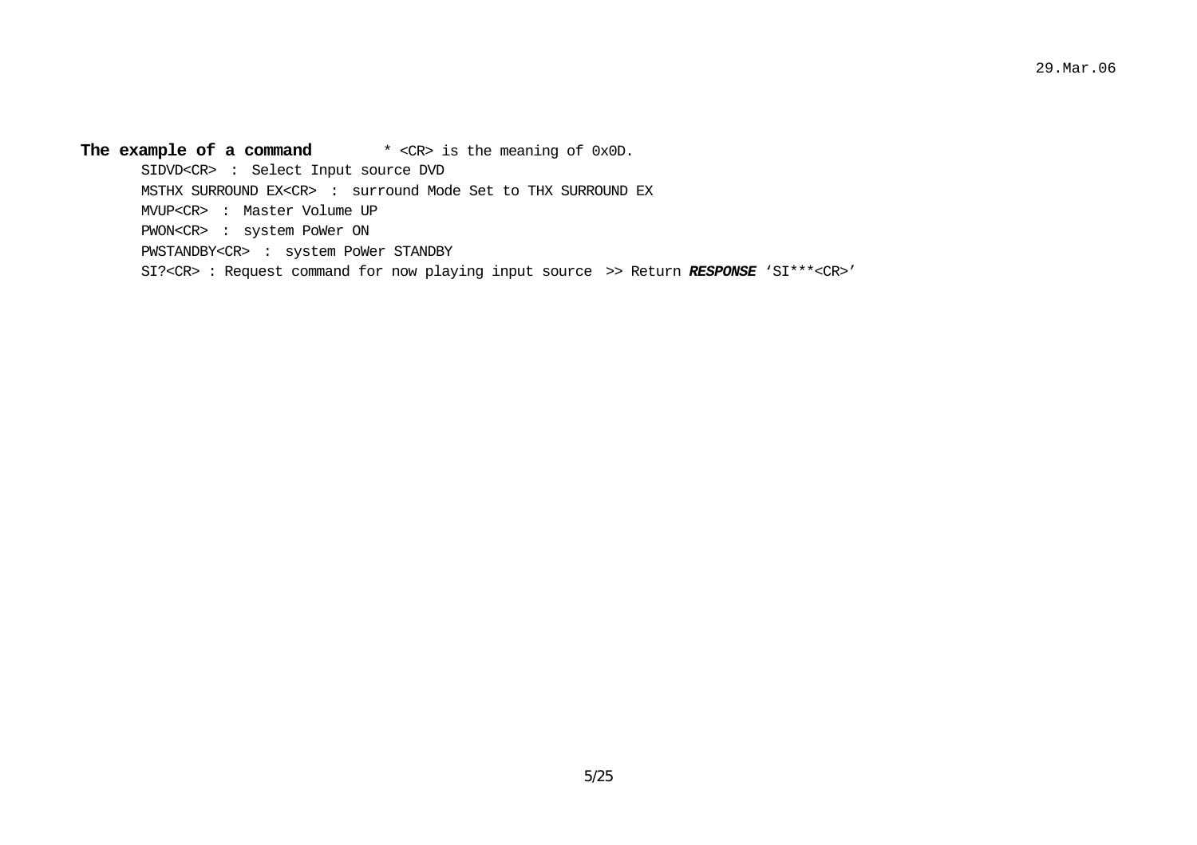**The example of a command**  * <CR> is the meaning of 0x0D.

SIDVD<CR> : Select Input source DVD

MSTHX SURROUND EX<CR> : surround Mode Set to THX SURROUND EX

MVUP<CR> : Master Volume UP

PWON<CR> : system PoWer ON

PWSTANDBY<CR> : system PoWer STANDBY

SI?<CR> : Request command for now playing input source >> Return ***RESPONSE*** ‘SI***<CR>’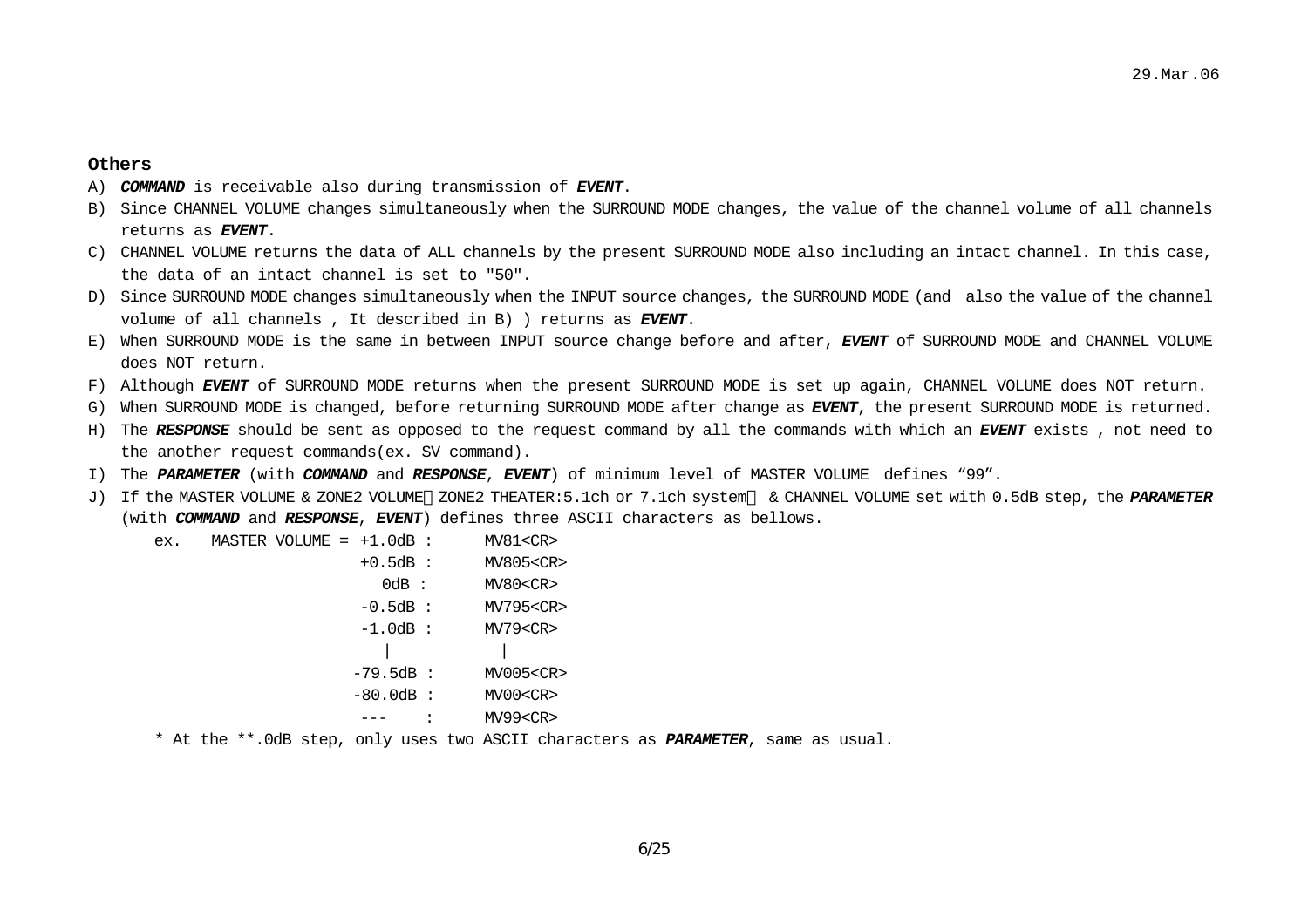**Others**

A) ***COMMAND*** is receivable also during transmission of ***EVENT***.

B) Since CHANNEL VOLUME changes simultaneously when the SURROUND MODE changes, the value of the channel volume of all channels returns as ***EVENT***.

C) CHANNEL VOLUME returns the data of ALL channels by the present SURROUND MODE also including an intact channel. In this case, the data of an intact channel is set to "50".

D) Since SURROUND MODE changes simultaneously when the INPUT source changes, the SURROUND MODE (and also the value of the channel volume of all channels , It described in B) ) returns as ***EVENT***.

E) When SURROUND MODE is the same in between INPUT source change before and after, ***EVENT*** of SURROUND MODE and CHANNEL VOLUME does NOT return.

F) Although ***EVENT*** of SURROUND MODE returns when the present SURROUND MODE is set up again, CHANNEL VOLUME does NOT return.

G) When SURROUND MODE is changed, before returning SURROUND MODE after change as ***EVENT***, the present SURROUND MODE is returned.

H) The ***RESPONSE*** should be sent as opposed to the request command by all the commands with which an ***EVENT*** exists , not need to the another request commands(ex. SV command).

I) The ***PARAMETER*** (with ***COMMAND*** and ***RESPONSE***, ***EVENT***) of minimum level of MASTER VOLUME defines “99”.

J) If the MASTER VOLUME & ZONE2 VOLUME（ZONE2 THEATER:5.1ch or 7.1ch system） & CHANNEL VOLUME set with 0.5dB step, the ***PARAMETER*** (with ***COMMAND*** and ***RESPONSE***, ***EVENT***) defines three ASCII characters as bellows.

```
ex.   MASTER VOLUME = +1.0dB :     MV81<CR>
                      +0.5dB :     MV805<CR>
                         0dB :     MV80<CR>
                      -0.5dB :     MV795<CR>
                      -1.0dB :     MV79<CR>
                         |            |
                     -79.5dB :     MV005<CR>
                     -80.0dB :     MV00<CR>
                       ---   :     MV99<CR>
```

\* At the **.0dB step, only uses two ASCII characters as ***PARAMETER***, same as usual.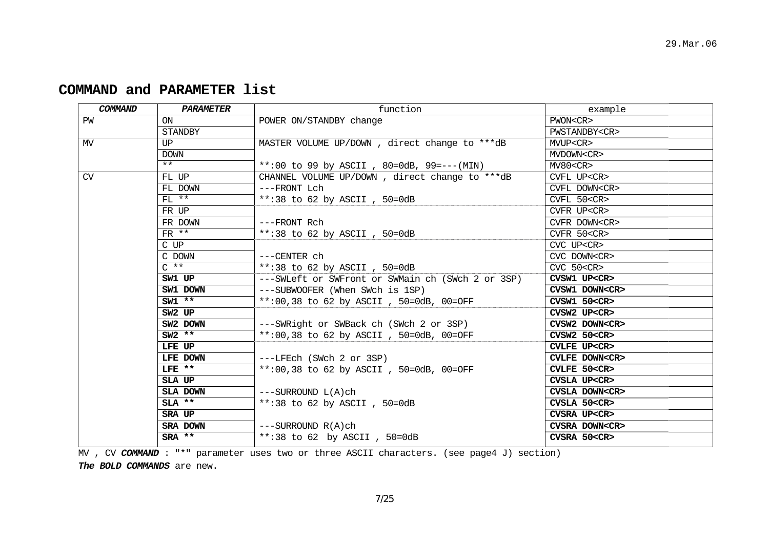## COMMAND and PARAMETER list

| *COMMAND* | *PARAMETER* | function | example |
|---|---|---|---|
| PW | ON | POWER ON/STANDBY change | PWON<CR> |
| | STANDBY | | PWSTANDBY<CR> |
| MV | UP | MASTER VOLUME UP/DOWN , direct change to ***dB | MVUP<CR> |
| | DOWN | | MVDOWN<CR> |
| | ** | **:00 to 99 by ASCII , 80=0dB, 99=---(MIN) | MV80<CR> |
| CV | FL UP | CHANNEL VOLUME UP/DOWN , direct change to ***dB | CVFL UP<CR> |
| | FL DOWN | ---FRONT Lch | CVFL DOWN<CR> |
| | FL ** | **:38 to 62 by ASCII , 50=0dB | CVFL 50<CR> |
| | FR UP | | CVFR UP<CR> |
| | FR DOWN | ---FRONT Rch | CVFR DOWN<CR> |
| | FR ** | **:38 to 62 by ASCII , 50=0dB | CVFR 50<CR> |
| | C UP | | CVC UP<CR> |
| | C DOWN | ---CENTER ch | CVC DOWN<CR> |
| | C ** | **:38 to 62 by ASCII , 50=0dB | CVC 50<CR> |
| | **SW1 UP** | ---SWLeft or SWFront or SWMain ch (SWch 2 or 3SP) | **CVSW1 UP<CR>** |
| | **SW1 DOWN** | ---SUBWOOFER (When SWch is 1SP) | **CVSW1 DOWN<CR>** |
| | **SW1 \*\*** | **:00,38 to 62 by ASCII , 50=0dB, 00=OFF | **CVSW1 50<CR>** |
| | **SW2 UP** | | **CVSW2 UP<CR>** |
| | **SW2 DOWN** | ---SWRight or SWBack ch (SWch 2 or 3SP) | **CVSW2 DOWN<CR>** |
| | **SW2 \*\*** | **:00,38 to 62 by ASCII , 50=0dB, 00=OFF | **CVSW2 50<CR>** |
| | **LFE UP** | | **CVLFE UP<CR>** |
| | **LFE DOWN** | ---LFEch (SWch 2 or 3SP) | **CVLFE DOWN<CR>** |
| | **LFE \*\*** | **:00,38 to 62 by ASCII , 50=0dB, 00=OFF | **CVLFE 50<CR>** |
| | **SLA UP** | | **CVSLA UP<CR>** |
| | **SLA DOWN** | ---SURROUND L(A)ch | **CVSLA DOWN<CR>** |
| | **SLA \*\*** | **:38 to 62 by ASCII , 50=0dB | **CVSLA 50<CR>** |
| | **SRA UP** | | **CVSRA UP<CR>** |
| | **SRA DOWN** | ---SURROUND R(A)ch | **CVSRA DOWN<CR>** |
| | **SRA \*\*** | **:38 to 62 by ASCII , 50=0dB | **CVSRA 50<CR>** |

MV , CV ***COMMAND*** : "*" parameter uses two or three ASCII characters. (see page4 J) section)

***The BOLD COMMANDS*** are new.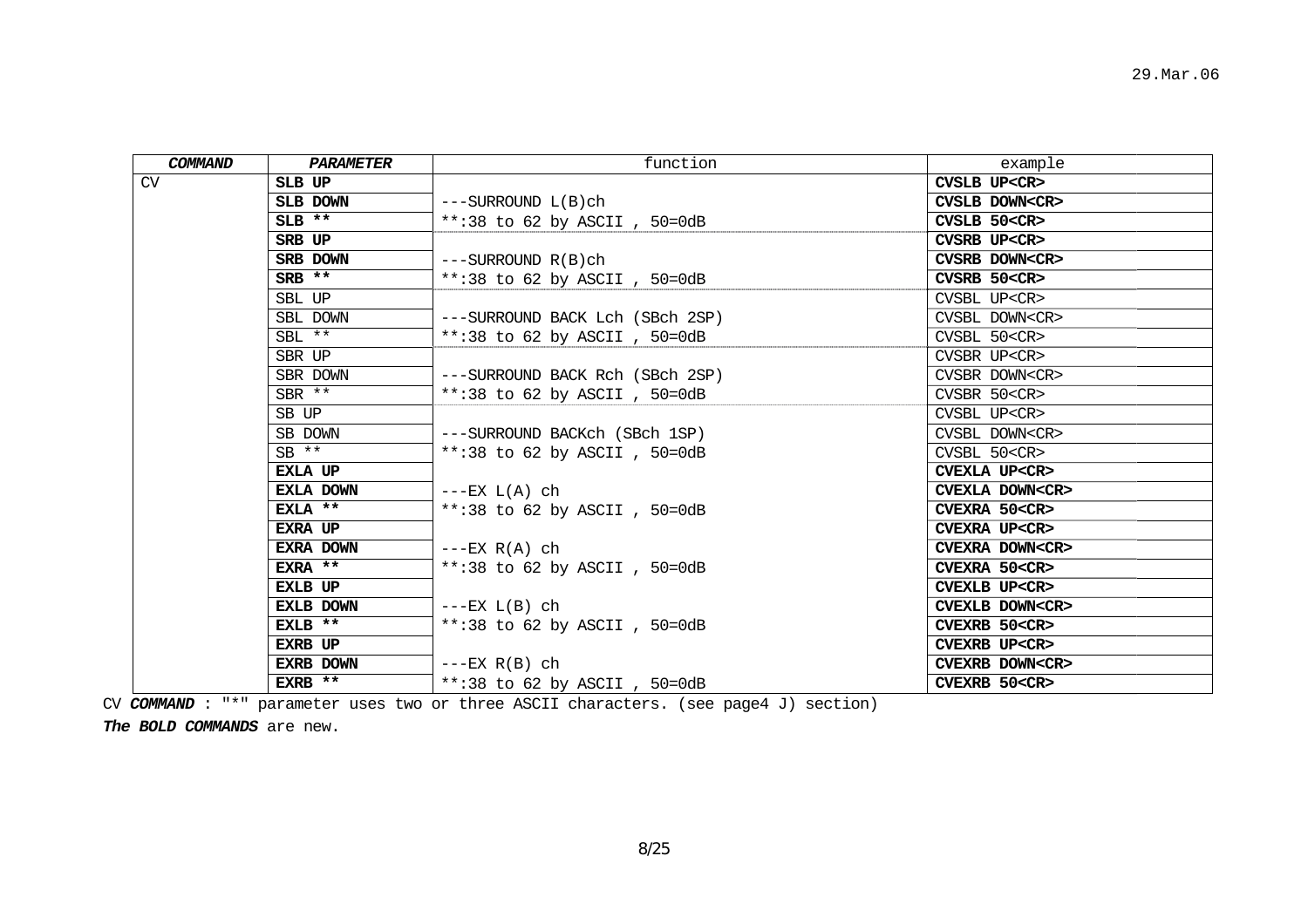29.Mar.06

| ***COMMAND*** | ***PARAMETER*** | function | example |
|---|---|---|---|
| CV | **SLB UP** | | **CVSLB UP<CR>** |
| | **SLB DOWN** | ---SURROUND L(B)ch | **CVSLB DOWN<CR>** |
| | **SLB \*\*** | \*\*:38 to 62 by ASCII , 50=0dB | **CVSLB 50<CR>** |
| | **SRB UP** | | **CVSRB UP<CR>** |
| | **SRB DOWN** | ---SURROUND R(B)ch | **CVSRB DOWN<CR>** |
| | **SRB \*\*** | \*\*:38 to 62 by ASCII , 50=0dB | **CVSRB 50<CR>** |
| | SBL UP | | CVSBL UP<CR> |
| | SBL DOWN | ---SURROUND BACK Lch (SBch 2SP) | CVSBL DOWN<CR> |
| | SBL \*\* | \*\*:38 to 62 by ASCII , 50=0dB | CVSBL 50<CR> |
| | SBR UP | | CVSBR UP<CR> |
| | SBR DOWN | ---SURROUND BACK Rch (SBch 2SP) | CVSBR DOWN<CR> |
| | SBR \*\* | \*\*:38 to 62 by ASCII , 50=0dB | CVSBR 50<CR> |
| | SB UP | | CVSBL UP<CR> |
| | SB DOWN | ---SURROUND BACKch (SBch 1SP) | CVSBL DOWN<CR> |
| | SB \*\* | \*\*:38 to 62 by ASCII , 50=0dB | CVSBL 50<CR> |
| | **EXLA UP** | | **CVEXLA UP<CR>** |
| | **EXLA DOWN** | ---EX L(A) ch | **CVEXLA DOWN<CR>** |
| | **EXLA \*\*** | \*\*:38 to 62 by ASCII , 50=0dB | **CVEXRA 50<CR>** |
| | **EXRA UP** | | **CVEXRA UP<CR>** |
| | **EXRA DOWN** | ---EX R(A) ch | **CVEXRA DOWN<CR>** |
| | **EXRA \*\*** | \*\*:38 to 62 by ASCII , 50=0dB | **CVEXRA 50<CR>** |
| | **EXLB UP** | | **CVEXLB UP<CR>** |
| | **EXLB DOWN** | ---EX L(B) ch | **CVEXLB DOWN<CR>** |
| | **EXLB \*\*** | \*\*:38 to 62 by ASCII , 50=0dB | **CVEXRB 50<CR>** |
| | **EXRB UP** | | **CVEXRB UP<CR>** |
| | **EXRB DOWN** | ---EX R(B) ch | **CVEXRB DOWN<CR>** |
| | **EXRB \*\*** | \*\*:38 to 62 by ASCII , 50=0dB | **CVEXRB 50<CR>** |

CV ***COMMAND*** : "*" parameter uses two or three ASCII characters. (see page4 J) section)

***The BOLD COMMANDS*** are new.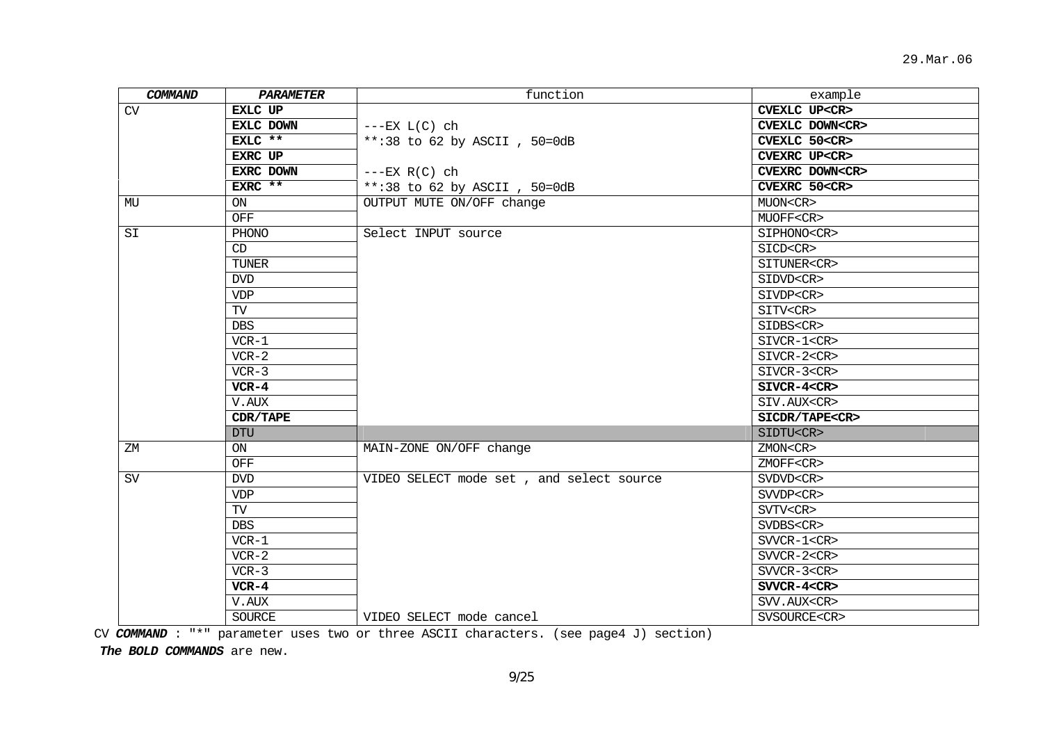| ***COMMAND*** | ***PARAMETER*** | function | example |
|---|---|---|---|
| CV | **EXLC UP** | | **CVEXLC UP<CR>** |
| | **EXLC DOWN** | ---EX L(C) ch | **CVEXLC DOWN<CR>** |
| | **EXLC ** ** | **:38 to 62 by ASCII , 50=0dB | **CVEXLC 50<CR>** |
| | **EXRC UP** | | **CVEXRC UP<CR>** |
| | **EXRC DOWN** | ---EX R(C) ch | **CVEXRC DOWN<CR>** |
| | **EXRC ** ** | **:38 to 62 by ASCII , 50=0dB | **CVEXRC 50<CR>** |
| MU | ON | OUTPUT MUTE ON/OFF change | MUON<CR> |
| | OFF | | MUOFF<CR> |
| SI | PHONO | Select INPUT source | SIPHONO<CR> |
| | CD | | SICD<CR> |
| | TUNER | | SITUNER<CR> |
| | DVD | | SIDVD<CR> |
| | VDP | | SIVDP<CR> |
| | TV | | SITV<CR> |
| | DBS | | SIDBS<CR> |
| | VCR-1 | | SIVCR-1<CR> |
| | VCR-2 | | SIVCR-2<CR> |
| | VCR-3 | | SIVCR-3<CR> |
| | **VCR-4** | | **SIVCR-4<CR>** |
| | V.AUX | | SIV.AUX<CR> |
| | **CDR/TAPE** | | **SICDR/TAPE<CR>** |
| | DTU | | SIDTU<CR> |
| ZM | ON | MAIN-ZONE ON/OFF change | ZMON<CR> |
| | OFF | | ZMOFF<CR> |
| SV | DVD | VIDEO SELECT mode set , and select source | SVDVD<CR> |
| | VDP | | SVVDP<CR> |
| | TV | | SVTV<CR> |
| | DBS | | SVDBS<CR> |
| | VCR-1 | | SVVCR-1<CR> |
| | VCR-2 | | SVVCR-2<CR> |
| | VCR-3 | | SVVCR-3<CR> |
| | **VCR-4** | | **SVVCR-4<CR>** |
| | V.AUX | | SVV.AUX<CR> |
| | SOURCE | VIDEO SELECT mode cancel | SVSOURCE<CR> |

CV ***COMMAND*** : "*" parameter uses two or three ASCII characters. (see page4 J) section)

***The BOLD COMMANDS*** are new.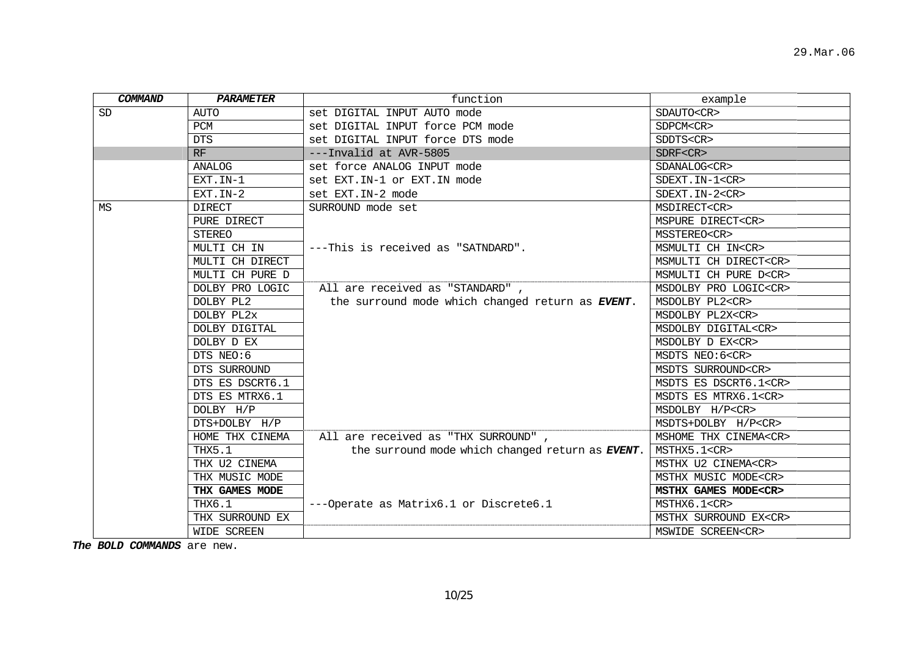| ***COMMAND*** | ***PARAMETER*** | function | example |
|---|---|---|---|
| SD | AUTO | set DIGITAL INPUT AUTO mode | SDAUTO<CR> |
| | PCM | set DIGITAL INPUT force PCM mode | SDPCM<CR> |
| | DTS | set DIGITAL INPUT force DTS mode | SDDTS<CR> |
| | RF | ---Invalid at AVR-5805 | SDRF<CR> |
| | ANALOG | set force ANALOG INPUT mode | SDANALOG<CR> |
| | EXT.IN-1 | set EXT.IN-1 or EXT.IN mode | SDEXT.IN-1<CR> |
| | EXT.IN-2 | set EXT.IN-2 mode | SDEXT.IN-2<CR> |
| MS | DIRECT | SURROUND mode set | MSDIRECT<CR> |
| | PURE DIRECT | | MSPURE DIRECT<CR> |
| | STEREO | | MSSTEREO<CR> |
| | MULTI CH IN | ---This is received as "SATNDARD". | MSMULTI CH IN<CR> |
| | MULTI CH DIRECT | | MSMULTI CH DIRECT<CR> |
| | MULTI CH PURE D | | MSMULTI CH PURE D<CR> |
| | DOLBY PRO LOGIC | All are received as "STANDARD" , | MSDOLBY PRO LOGIC<CR> |
| | DOLBY PL2 | the surround mode which changed return as ***EVENT***. | MSDOLBY PL2<CR> |
| | DOLBY PL2x | | MSDOLBY PL2X<CR> |
| | DOLBY DIGITAL | | MSDOLBY DIGITAL<CR> |
| | DOLBY D EX | | MSDOLBY D EX<CR> |
| | DTS NEO:6 | | MSDTS NEO:6<CR> |
| | DTS SURROUND | | MSDTS SURROUND<CR> |
| | DTS ES DSCRT6.1 | | MSDTS ES DSCRT6.1<CR> |
| | DTS ES MTRX6.1 | | MSDTS ES MTRX6.1<CR> |
| | DOLBY H/P | | MSDOLBY H/P<CR> |
| | DTS+DOLBY H/P | | MSDTS+DOLBY H/P<CR> |
| | HOME THX CINEMA | All are received as "THX SURROUND" , | MSHOME THX CINEMA<CR> |
| | THX5.1 | the surround mode which changed return as ***EVENT***. | MSTHX5.1<CR> |
| | THX U2 CINEMA | | MSTHX U2 CINEMA<CR> |
| | THX MUSIC MODE | | MSTHX MUSIC MODE<CR> |
| | **THX GAMES MODE** | | **MSTHX GAMES MODE<CR>** |
| | THX6.1 | ---Operate as Matrix6.1 or Discrete6.1 | MSTHX6.1<CR> |
| | THX SURROUND EX | | MSTHX SURROUND EX<CR> |
| | WIDE SCREEN | | MSWIDE SCREEN<CR> |

***The BOLD COMMANDS*** are new.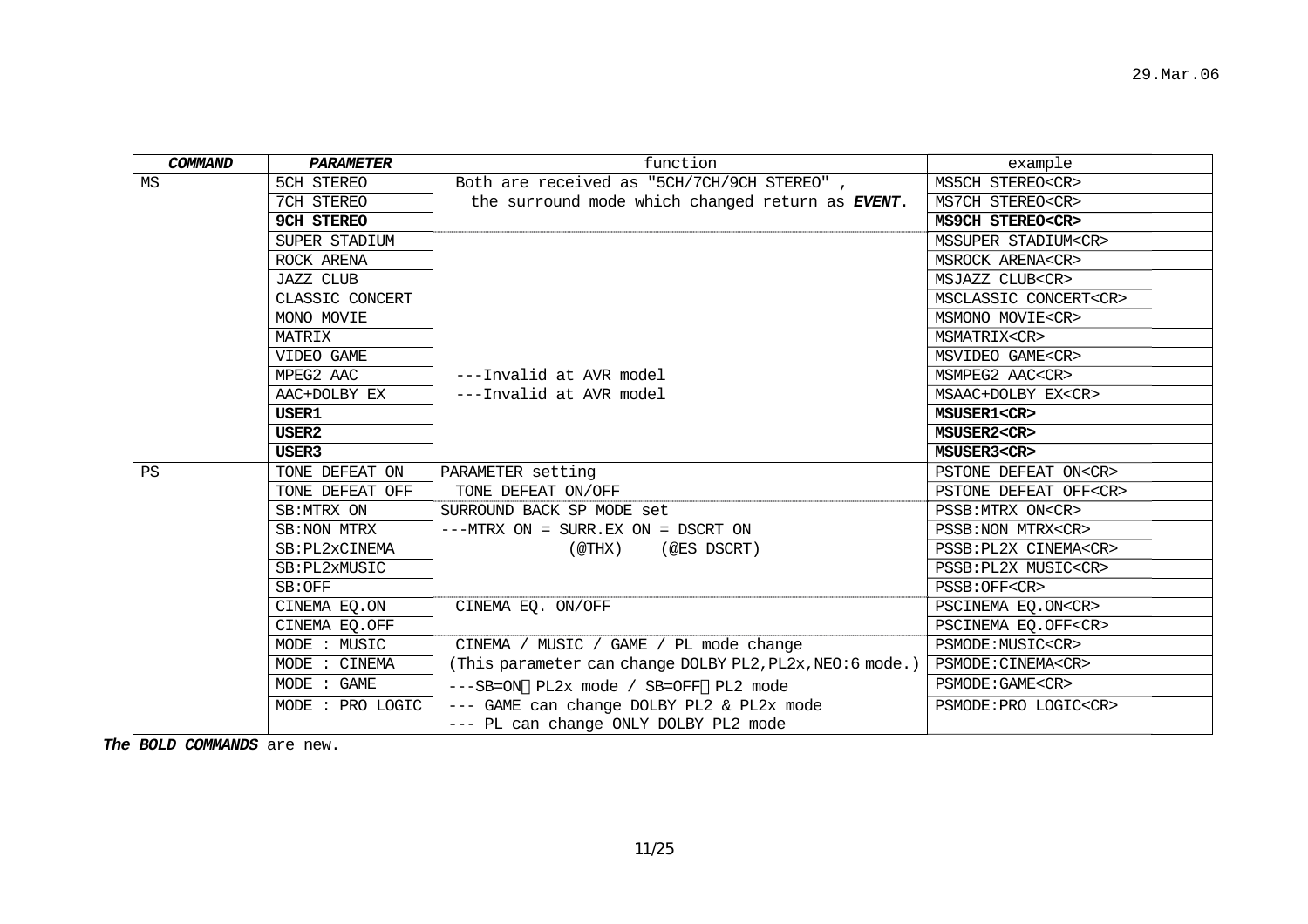| ***COMMAND*** | ***PARAMETER*** | function | example |
|---|---|---|---|
| MS | 5CH STEREO | Both are received as "5CH/7CH/9CH STEREO" , | MS5CH STEREO<CR> |
| | 7CH STEREO | the surround mode which changed return as ***EVENT***. | MS7CH STEREO<CR> |
| | **9CH STEREO** | | **MS9CH STEREO<CR>** |
| | SUPER STADIUM | | MSSUPER STADIUM<CR> |
| | ROCK ARENA | | MSROCK ARENA<CR> |
| | JAZZ CLUB | | MSJAZZ CLUB<CR> |
| | CLASSIC CONCERT | | MSCLASSIC CONCERT<CR> |
| | MONO MOVIE | | MSMONO MOVIE<CR> |
| | MATRIX | | MSMATRIX<CR> |
| | VIDEO GAME | | MSVIDEO GAME<CR> |
| | MPEG2 AAC | ---Invalid at AVR model | MSMPEG2 AAC<CR> |
| | AAC+DOLBY EX | ---Invalid at AVR model | MSAAC+DOLBY EX<CR> |
| | **USER1** | | **MSUSER1<CR>** |
| | **USER2** | | **MSUSER2<CR>** |
| | **USER3** | | **MSUSER3<CR>** |
| PS | TONE DEFEAT ON | PARAMETER setting | PSTONE DEFEAT ON<CR> |
| | TONE DEFEAT OFF | TONE DEFEAT ON/OFF | PSTONE DEFEAT OFF<CR> |
| | SB:MTRX ON | SURROUND BACK SP MODE set | PSSB:MTRX ON<CR> |
| | SB:NON MTRX | ---MTRX ON = SURR.EX ON = DSCRT ON | PSSB:NON MTRX<CR> |
| | SB:PL2xCINEMA | (@THX) (@ES DSCRT) | PSSB:PL2X CINEMA<CR> |
| | SB:PL2xMUSIC | | PSSB:PL2X MUSIC<CR> |
| | SB:OFF | | PSSB:OFF<CR> |
| | CINEMA EQ.ON | CINEMA EQ. ON/OFF | PSCINEMA EQ.ON<CR> |
| | CINEMA EQ.OFF | | PSCINEMA EQ.OFF<CR> |
| | MODE : MUSIC | CINEMA / MUSIC / GAME / PL mode change | PSMODE:MUSIC<CR> |
| | MODE : CINEMA | (This parameter can change DOLBY PL2,PL2x,NEO:6 mode.) | PSMODE:CINEMA<CR> |
| | MODE : GAME | ---SB=ON PL2x mode / SB=OFF PL2 mode | PSMODE:GAME<CR> |
| | MODE : PRO LOGIC | --- GAME can change DOLBY PL2 & PL2x mode<br>--- PL can change ONLY DOLBY PL2 mode | PSMODE:PRO LOGIC<CR> |

***The BOLD COMMANDS*** are new.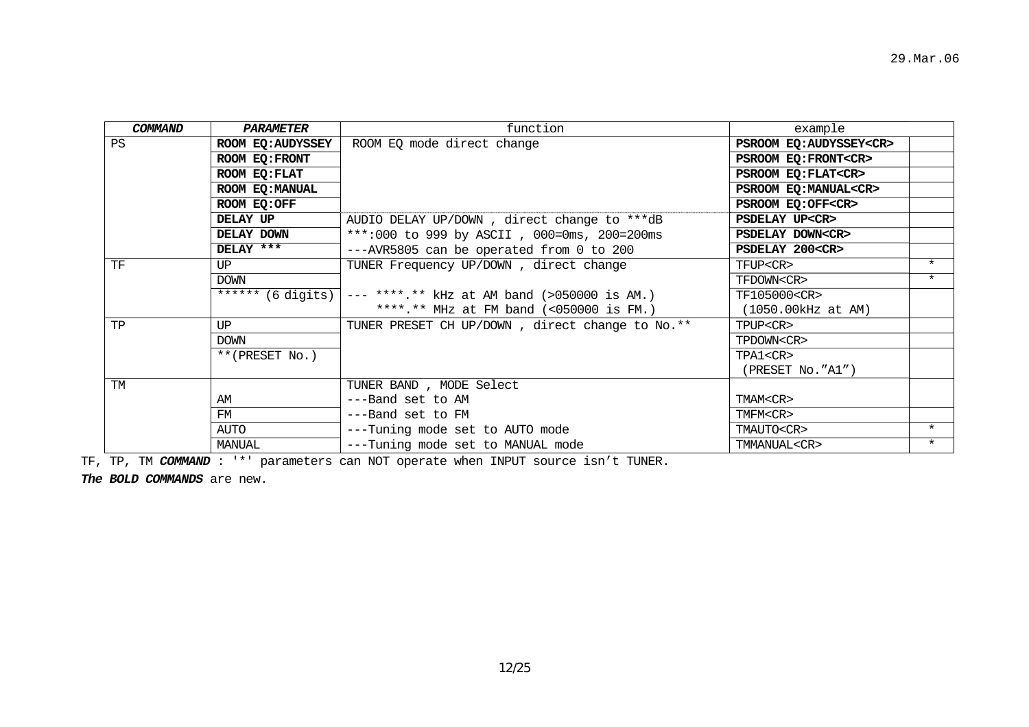29.Mar.06

| ***COMMAND*** | ***PARAMETER*** | function | example | |
|---|---|---|---|---|
| PS | **ROOM EQ:AUDYSSEY** | ROOM EQ mode direct change | **PSROOM EQ:AUDYSSEY<CR>** | |
| | **ROOM EQ:FRONT** | | **PSROOM EQ:FRONT<CR>** | |
| | **ROOM EQ:FLAT** | | **PSROOM EQ:FLAT<CR>** | |
| | **ROOM EQ:MANUAL** | | **PSROOM EQ:MANUAL<CR>** | |
| | **ROOM EQ:OFF** | | **PSROOM EQ:OFF<CR>** | |
| | **DELAY UP** | AUDIO DELAY UP/DOWN , direct change to ***dB | **PSDELAY UP<CR>** | |
| | **DELAY DOWN** | ***:000 to 999 by ASCII , 000=0ms, 200=200ms | **PSDELAY DOWN<CR>** | |
| | **DELAY *** ** | ---AVR5805 can be operated from 0 to 200 | **PSDELAY 200<CR>** | |
| TF | UP | TUNER Frequency UP/DOWN , direct change | TFUP<CR> | * |
| | DOWN | | TFDOWN<CR> | * |
| | ****** (6 digits) | --- ****.** kHz at AM band (>050000 is AM.)<br>****.** MHz at FM band (<050000 is FM.) | TF105000<CR><br>(1050.00kHz at AM) | |
| TP | UP | TUNER PRESET CH UP/DOWN , direct change to No.** | TPUP<CR> | |
| | DOWN | | TPDOWN<CR> | |
| | **(PRESET No.) | | TPA1<CR><br>(PRESET No."A1") | |
| TM | | TUNER BAND , MODE Select | | |
| | AM | ---Band set to AM | TMAM<CR> | |
| | FM | ---Band set to FM | TMFM<CR> | |
| | AUTO | ---Tuning mode set to AUTO mode | TMAUTO<CR> | * |
| | MANUAL | ---Tuning mode set to MANUAL mode | TMMANUAL<CR> | * |

TF, TP, TM ***COMMAND*** : '*' parameters can NOT operate when INPUT source isn't TUNER.

***The BOLD COMMANDS*** are new.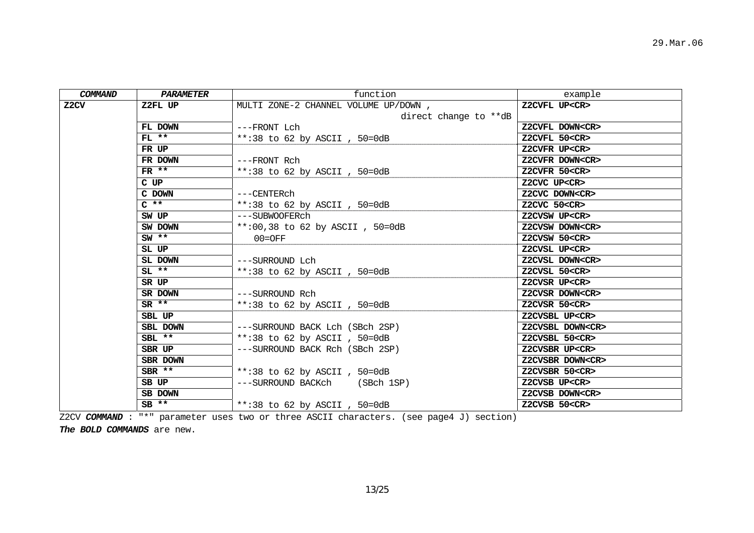| *COMMAND* | *PARAMETER* | function | example |
|---|---|---|---|
| **Z2CV** | **Z2FL UP** | MULTI ZONE-2 CHANNEL VOLUME UP/DOWN , direct change to **dB | **Z2CVFL UP<CR>** |
| | **FL DOWN** | ---FRONT Lch | **Z2CVFL DOWN<CR>** |
| | **FL \*\*** | **:38 to 62 by ASCII , 50=0dB | **Z2CVFL 50<CR>** |
| | **FR UP** | | **Z2CVFR UP<CR>** |
| | **FR DOWN** | ---FRONT Rch | **Z2CVFR DOWN<CR>** |
| | **FR \*\*** | **:38 to 62 by ASCII , 50=0dB | **Z2CVFR 50<CR>** |
| | **C UP** | | **Z2CVC UP<CR>** |
| | **C DOWN** | ---CENTERch | **Z2CVC DOWN<CR>** |
| | **C \*\*** | **:38 to 62 by ASCII , 50=0dB | **Z2CVC 50<CR>** |
| | **SW UP** | ---SUBWOOFERch | **Z2CVSW UP<CR>** |
| | **SW DOWN** | **:00,38 to 62 by ASCII , 50=0dB | **Z2CVSW DOWN<CR>** |
| | **SW \*\*** | 00=OFF | **Z2CVSW 50<CR>** |
| | **SL UP** | | **Z2CVSL UP<CR>** |
| | **SL DOWN** | ---SURROUND Lch | **Z2CVSL DOWN<CR>** |
| | **SL \*\*** | **:38 to 62 by ASCII , 50=0dB | **Z2CVSL 50<CR>** |
| | **SR UP** | | **Z2CVSR UP<CR>** |
| | **SR DOWN** | ---SURROUND Rch | **Z2CVSR DOWN<CR>** |
| | **SR \*\*** | **:38 to 62 by ASCII , 50=0dB | **Z2CVSR 50<CR>** |
| | **SBL UP** | | **Z2CVSBL UP<CR>** |
| | **SBL DOWN** | ---SURROUND BACK Lch (SBch 2SP) | **Z2CVSBL DOWN<CR>** |
| | **SBL \*\*** | **:38 to 62 by ASCII , 50=0dB | **Z2CVSBL 50<CR>** |
| | **SBR UP** | ---SURROUND BACK Rch (SBch 2SP) | **Z2CVSBR UP<CR>** |
| | **SBR DOWN** | | **Z2CVSBR DOWN<CR>** |
| | **SBR \*\*** | **:38 to 62 by ASCII , 50=0dB | **Z2CVSBR 50<CR>** |
| | **SB UP** | ---SURROUND BACKch (SBch 1SP) | **Z2CVSB UP<CR>** |
| | **SB DOWN** | | **Z2CVSB DOWN<CR>** |
| | **SB \*\*** | **:38 to 62 by ASCII , 50=0dB | **Z2CVSB 50<CR>** |

Z2CV ***COMMAND*** : "*" parameter uses two or three ASCII characters. (see page4 J) section)

***The BOLD COMMANDS*** are new.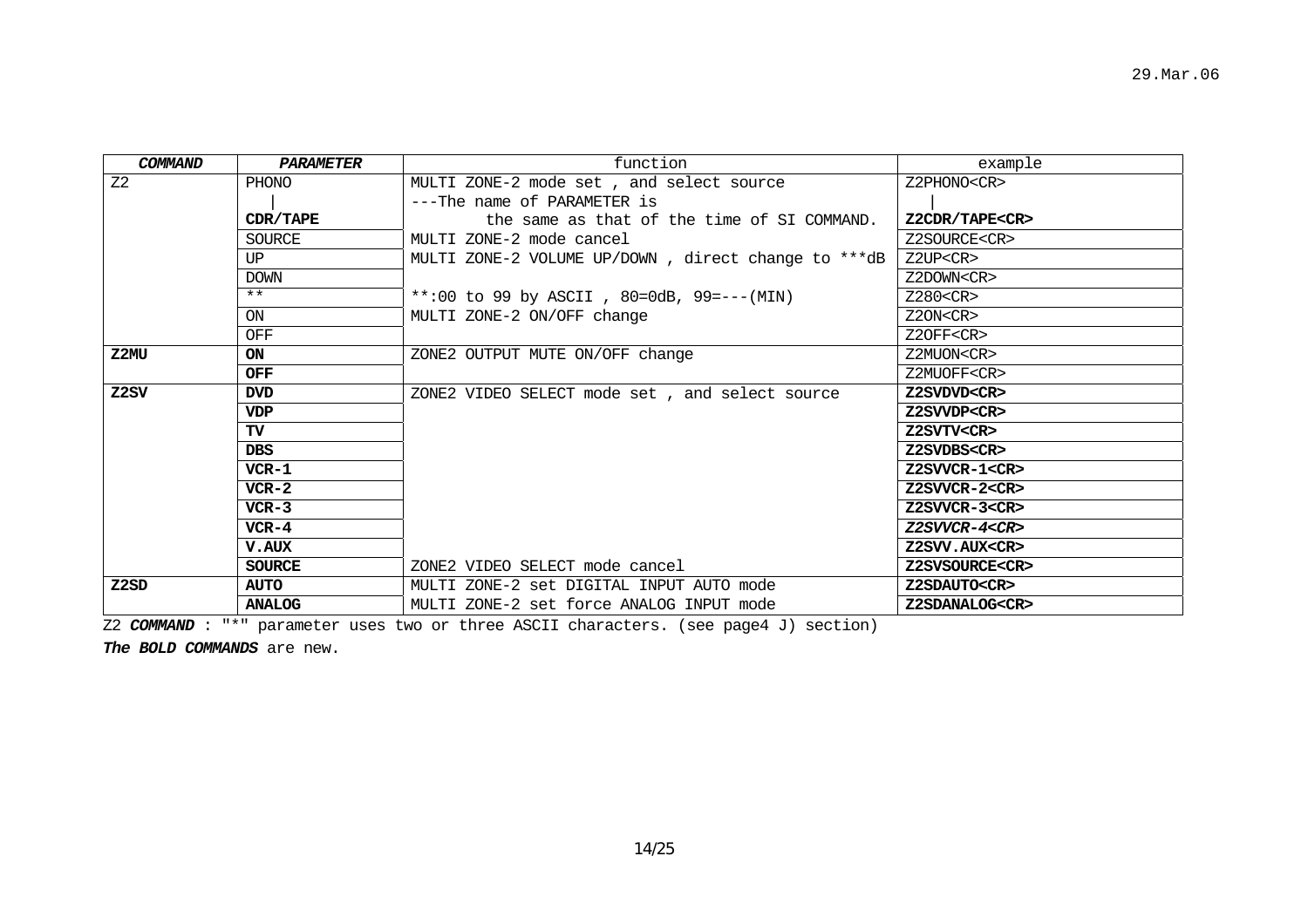29.Mar.06

| ***COMMAND*** | ***PARAMETER*** | function | example |
|---|---|---|---|
| Z2 | PHONO<br>\|<br>**CDR/TAPE** | MULTI ZONE-2 mode set , and select source<br>---The name of PARAMETER is<br>the same as that of the time of SI COMMAND. | Z2PHONO<CR><br>\|<br>**Z2CDR/TAPE<CR>** |
| | SOURCE | MULTI ZONE-2 mode cancel | Z2SOURCE<CR> |
| | UP | MULTI ZONE-2 VOLUME UP/DOWN , direct change to ***dB | Z2UP<CR> |
| | DOWN | | Z2DOWN<CR> |
| | ** | **:00 to 99 by ASCII , 80=0dB, 99=---(MIN) | Z280<CR> |
| | ON | MULTI ZONE-2 ON/OFF change | Z2ON<CR> |
| | OFF | | Z2OFF<CR> |
| **Z2MU** | **ON** | ZONE2 OUTPUT MUTE ON/OFF change | Z2MUON<CR> |
| | **OFF** | | Z2MUOFF<CR> |
| **Z2SV** | **DVD** | ZONE2 VIDEO SELECT mode set , and select source | **Z2SVDVD<CR>** |
| | **VDP** | | **Z2SVVDP<CR>** |
| | **TV** | | **Z2SVTV<CR>** |
| | **DBS** | | **Z2SVDBS<CR>** |
| | **VCR-1** | | **Z2SVVCR-1<CR>** |
| | **VCR-2** | | **Z2SVVCR-2<CR>** |
| | **VCR-3** | | **Z2SVVCR-3<CR>** |
| | **VCR-4** | | ***Z2SVVCR-4<CR>*** |
| | **V.AUX** | | **Z2SVV.AUX<CR>** |
| | **SOURCE** | ZONE2 VIDEO SELECT mode cancel | **Z2SVSOURCE<CR>** |
| **Z2SD** | **AUTO** | MULTI ZONE-2 set DIGITAL INPUT AUTO mode | **Z2SDAUTO<CR>** |
| | **ANALOG** | MULTI ZONE-2 set force ANALOG INPUT mode | **Z2SDANALOG<CR>** |

Z2 ***COMMAND*** : "*" parameter uses two or three ASCII characters. (see page4 J) section)

***The BOLD COMMANDS*** are new.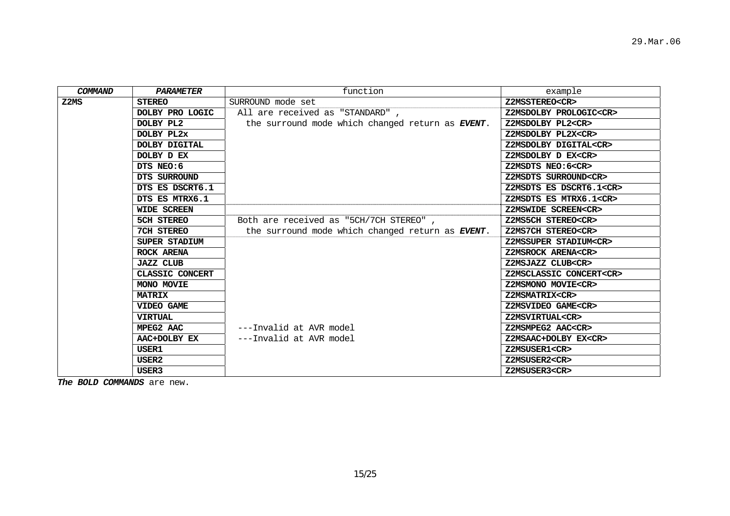29.Mar.06

| ***COMMAND*** | ***PARAMETER*** | function | example |
|---|---|---|---|
| **Z2MS** | **STEREO** | SURROUND mode set | **Z2MSSTEREO<CR>** |
| | **DOLBY PRO LOGIC** | All are received as "STANDARD" , | **Z2MSDOLBY PROLOGIC<CR>** |
| | **DOLBY PL2** | the surround mode which changed return as ***EVENT***. | **Z2MSDOLBY PL2<CR>** |
| | **DOLBY PL2x** | | **Z2MSDOLBY PL2X<CR>** |
| | **DOLBY DIGITAL** | | **Z2MSDOLBY DIGITAL<CR>** |
| | **DOLBY D EX** | | **Z2MSDOLBY D EX<CR>** |
| | **DTS NEO:6** | | **Z2MSDTS NEO:6<CR>** |
| | **DTS SURROUND** | | **Z2MSDTS SURROUND<CR>** |
| | **DTS ES DSCRT6.1** | | **Z2MSDTS ES DSCRT6.1<CR>** |
| | **DTS ES MTRX6.1** | | **Z2MSDTS ES MTRX6.1<CR>** |
| | **WIDE SCREEN** | | **Z2MSWIDE SCREEN<CR>** |
| | **5CH STEREO** | Both are received as "5CH/7CH STEREO" , | **Z2MS5CH STEREO<CR>** |
| | **7CH STEREO** | the surround mode which changed return as ***EVENT***. | **Z2MS7CH STEREO<CR>** |
| | **SUPER STADIUM** | | **Z2MSSUPER STADIUM<CR>** |
| | **ROCK ARENA** | | **Z2MSROCK ARENA<CR>** |
| | **JAZZ CLUB** | | **Z2MSJAZZ CLUB<CR>** |
| | **CLASSIC CONCERT** | | **Z2MSCLASSIC CONCERT<CR>** |
| | **MONO MOVIE** | | **Z2MSMONO MOVIE<CR>** |
| | **MATRIX** | | **Z2MSMATRIX<CR>** |
| | **VIDEO GAME** | | **Z2MSVIDEO GAME<CR>** |
| | **VIRTUAL** | | **Z2MSVIRTUAL<CR>** |
| | **MPEG2 AAC** | ---Invalid at AVR model | **Z2MSMPEG2 AAC<CR>** |
| | **AAC+DOLBY EX** | ---Invalid at AVR model | **Z2MSAAC+DOLBY EX<CR>** |
| | **USER1** | | **Z2MSUSER1<CR>** |
| | **USER2** | | **Z2MSUSER2<CR>** |
| | **USER3** | | **Z2MSUSER3<CR>** |

***The BOLD COMMANDS*** are new.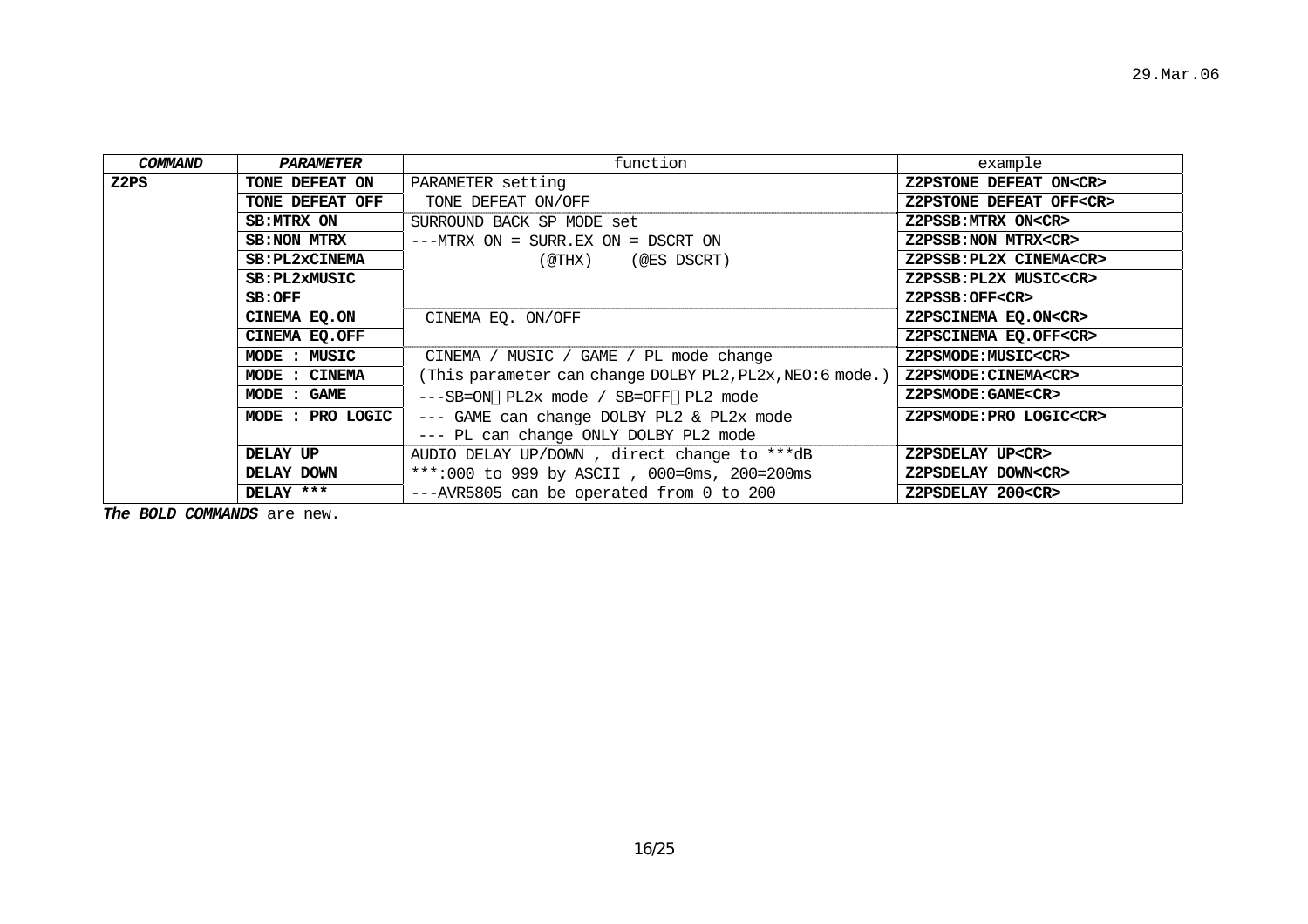29.Mar.06

| *COMMAND* | *PARAMETER* | function | example |
|---|---|---|---|
| **Z2PS** | **TONE DEFEAT ON** | PARAMETER setting | **Z2PSTONE DEFEAT ON<CR>** |
| | **TONE DEFEAT OFF** | TONE DEFEAT ON/OFF | **Z2PSTONE DEFEAT OFF<CR>** |
| | **SB:MTRX ON** | SURROUND BACK SP MODE set | **Z2PSSB:MTRX ON<CR>** |
| | **SB:NON MTRX** | ---MTRX ON = SURR.EX ON = DSCRT ON | **Z2PSSB:NON MTRX<CR>** |
| | **SB:PL2xCINEMA** | (@THX) (@ES DSCRT) | **Z2PSSB:PL2X CINEMA<CR>** |
| | **SB:PL2xMUSIC** | | **Z2PSSB:PL2X MUSIC<CR>** |
| | **SB:OFF** | | **Z2PSSB:OFF<CR>** |
| | **CINEMA EQ.ON** | CINEMA EQ. ON/OFF | **Z2PSCINEMA EQ.ON<CR>** |
| | **CINEMA EQ.OFF** | | **Z2PSCINEMA EQ.OFF<CR>** |
| | **MODE : MUSIC** | CINEMA / MUSIC / GAME / PL mode change | **Z2PSMODE:MUSIC<CR>** |
| | **MODE : CINEMA** | (This parameter can change DOLBY PL2,PL2x,NEO:6 mode.) | **Z2PSMODE:CINEMA<CR>** |
| | **MODE : GAME** | ---SB=ON PL2x mode / SB=OFF PL2 mode | **Z2PSMODE:GAME<CR>** |
| | **MODE : PRO LOGIC** | --- GAME can change DOLBY PL2 & PL2x mode<br>--- PL can change ONLY DOLBY PL2 mode | **Z2PSMODE:PRO LOGIC<CR>** |
| | **DELAY UP** | AUDIO DELAY UP/DOWN , direct change to ***dB | **Z2PSDELAY UP<CR>** |
| | **DELAY DOWN** | ***:000 to 999 by ASCII , 000=0ms, 200=200ms | **Z2PSDELAY DOWN<CR>** |
| | **DELAY *** ** | ---AVR5805 can be operated from 0 to 200 | **Z2PSDELAY 200<CR>** |

***The BOLD COMMANDS*** are new.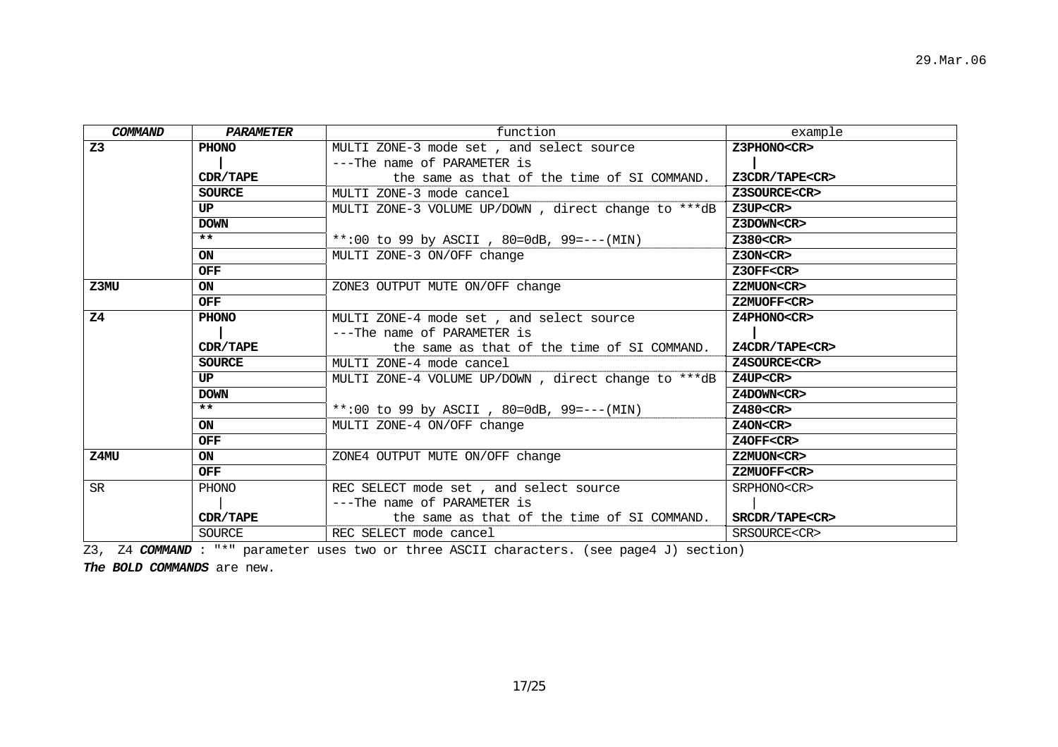| *COMMAND* | *PARAMETER* | function | example |
|---|---|---|---|
| **Z3** | **PHONO** | MULTI ZONE-3 mode set , and select source | **Z3PHONO<CR>** |
| | **\|** | ---The name of PARAMETER is | **\|** |
| | **CDR/TAPE** | the same as that of the time of SI COMMAND. | **Z3CDR/TAPE<CR>** |
| | **SOURCE** | MULTI ZONE-3 mode cancel | **Z3SOURCE<CR>** |
| | **UP** | MULTI ZONE-3 VOLUME UP/DOWN , direct change to ***dB | **Z3UP<CR>** |
| | **DOWN** | | **Z3DOWN<CR>** |
| | **\*\*** | **:00 to 99 by ASCII , 80=0dB, 99=---(MIN) | **Z380<CR>** |
| | **ON** | MULTI ZONE-3 ON/OFF change | **Z3ON<CR>** |
| | **OFF** | | **Z3OFF<CR>** |
| **Z3MU** | **ON** | ZONE3 OUTPUT MUTE ON/OFF change | **Z2MUON<CR>** |
| | **OFF** | | **Z2MUOFF<CR>** |
| **Z4** | **PHONO** | MULTI ZONE-4 mode set , and select source | **Z4PHONO<CR>** |
| | **\|** | ---The name of PARAMETER is | **\|** |
| | **CDR/TAPE** | the same as that of the time of SI COMMAND. | **Z4CDR/TAPE<CR>** |
| | **SOURCE** | MULTI ZONE-4 mode cancel | **Z4SOURCE<CR>** |
| | **UP** | MULTI ZONE-4 VOLUME UP/DOWN , direct change to ***dB | **Z4UP<CR>** |
| | **DOWN** | | **Z4DOWN<CR>** |
| | **\*\*** | **:00 to 99 by ASCII , 80=0dB, 99=---(MIN) | **Z480<CR>** |
| | **ON** | MULTI ZONE-4 ON/OFF change | **Z4ON<CR>** |
| | **OFF** | | **Z4OFF<CR>** |
| **Z4MU** | **ON** | ZONE4 OUTPUT MUTE ON/OFF change | **Z2MUON<CR>** |
| | **OFF** | | **Z2MUOFF<CR>** |
| SR | PHONO | REC SELECT mode set , and select source | SRPHONO<CR> |
| | \| | ---The name of PARAMETER is | \| |
| | **CDR/TAPE** | the same as that of the time of SI COMMAND. | **SRCDR/TAPE<CR>** |
| | SOURCE | REC SELECT mode cancel | SRSOURCE<CR> |

Z3, Z4 ***COMMAND*** : "*" parameter uses two or three ASCII characters. (see page4 J) section)

***The BOLD COMMANDS*** are new.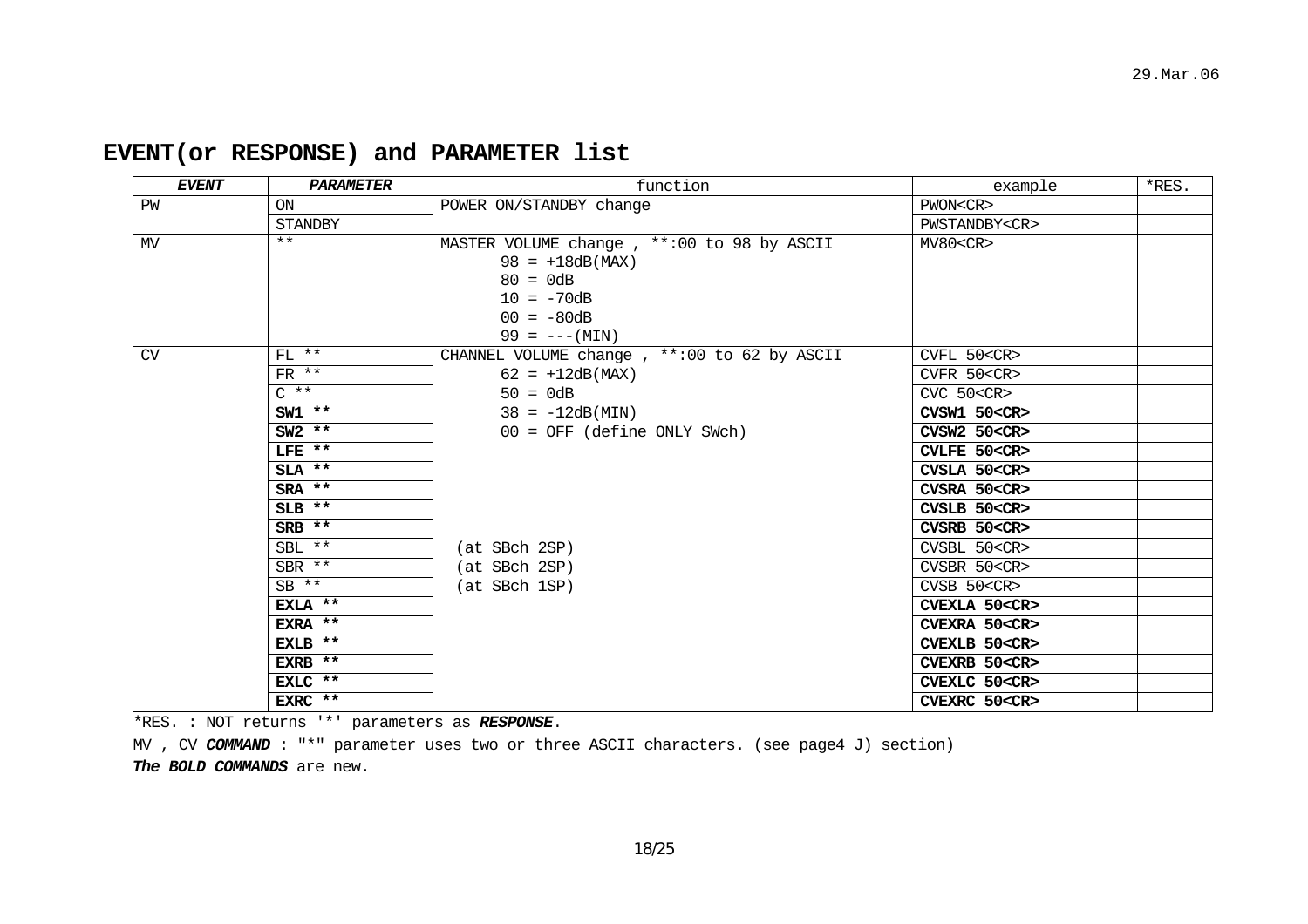# EVENT(or RESPONSE) and PARAMETER list

| ***EVENT*** | ***PARAMETER*** | function | example | *RES. |
|---|---|---|---|---|
| PW | ON | POWER ON/STANDBY change | PWON<CR> | |
| | STANDBY | | PWSTANDBY<CR> | |
| MV | ** | MASTER VOLUME change , **:00 to 98 by ASCII<br>98 = +18dB(MAX)<br>80 = 0dB<br>10 = -70dB<br>00 = -80dB<br>99 = ---(MIN) | MV80<CR> | |
| CV | FL ** | CHANNEL VOLUME change , **:00 to 62 by ASCII | CVFL 50<CR> | |
| | FR ** | 62 = +12dB(MAX) | CVFR 50<CR> | |
| | C ** | 50 = 0dB | CVC 50<CR> | |
| | **SW1 \*\*** | 38 = -12dB(MIN) | **CVSW1 50<CR>** | |
| | **SW2 \*\*** | 00 = OFF (define ONLY SWch) | **CVSW2 50<CR>** | |
| | **LFE \*\*** | | **CVLFE 50<CR>** | |
| | **SLA \*\*** | | **CVSLA 50<CR>** | |
| | **SRA \*\*** | | **CVSRA 50<CR>** | |
| | **SLB \*\*** | | **CVSLB 50<CR>** | |
| | **SRB \*\*** | | **CVSRB 50<CR>** | |
| | SBL ** | (at SBch 2SP) | CVSBL 50<CR> | |
| | SBR ** | (at SBch 2SP) | CVSBR 50<CR> | |
| | SB ** | (at SBch 1SP) | CVSB 50<CR> | |
| | **EXLA \*\*** | | **CVEXLA 50<CR>** | |
| | **EXRA \*\*** | | **CVEXRA 50<CR>** | |
| | **EXLB \*\*** | | **CVEXLB 50<CR>** | |
| | **EXRB \*\*** | | **CVEXRB 50<CR>** | |
| | **EXLC \*\*** | | **CVEXLC 50<CR>** | |
| | **EXRC \*\*** | | **CVEXRC 50<CR>** | |

*RES. : NOT returns '*' parameters as ***RESPONSE***.

MV , CV ***COMMAND*** : "*" parameter uses two or three ASCII characters. (see page4 J) section)

***The BOLD COMMANDS*** are new.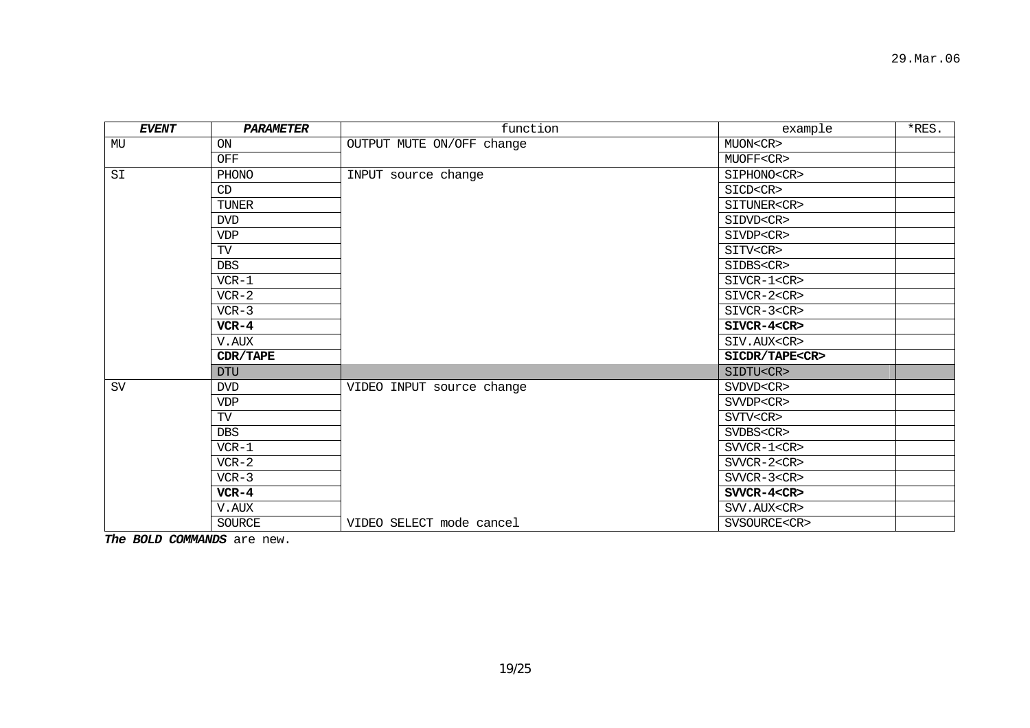29.Mar.06

| ***EVENT*** | ***PARAMETER*** | function | example | *RES. |
|---|---|---|---|---|
| MU | ON | OUTPUT MUTE ON/OFF change | MUON<CR> | |
| | OFF | | MUOFF<CR> | |
| SI | PHONO | INPUT source change | SIPHONO<CR> | |
| | CD | | SICD<CR> | |
| | TUNER | | SITUNER<CR> | |
| | DVD | | SIDVD<CR> | |
| | VDP | | SIVDP<CR> | |
| | TV | | SITV<CR> | |
| | DBS | | SIDBS<CR> | |
| | VCR-1 | | SIVCR-1<CR> | |
| | VCR-2 | | SIVCR-2<CR> | |
| | VCR-3 | | SIVCR-3<CR> | |
| | **VCR-4** | | **SIVCR-4<CR>** | |
| | V.AUX | | SIV.AUX<CR> | |
| | **CDR/TAPE** | | **SICDR/TAPE<CR>** | |
| | DTU | | SIDTU<CR> | |
| SV | DVD | VIDEO INPUT source change | SVDVD<CR> | |
| | VDP | | SVVDP<CR> | |
| | TV | | SVTV<CR> | |
| | DBS | | SVDBS<CR> | |
| | VCR-1 | | SVVCR-1<CR> | |
| | VCR-2 | | SVVCR-2<CR> | |
| | VCR-3 | | SVVCR-3<CR> | |
| | **VCR-4** | | **SVVCR-4<CR>** | |
| | V.AUX | | SVV.AUX<CR> | |
| | SOURCE | VIDEO SELECT mode cancel | SVSOURCE<CR> | |

***The BOLD COMMANDS*** are new.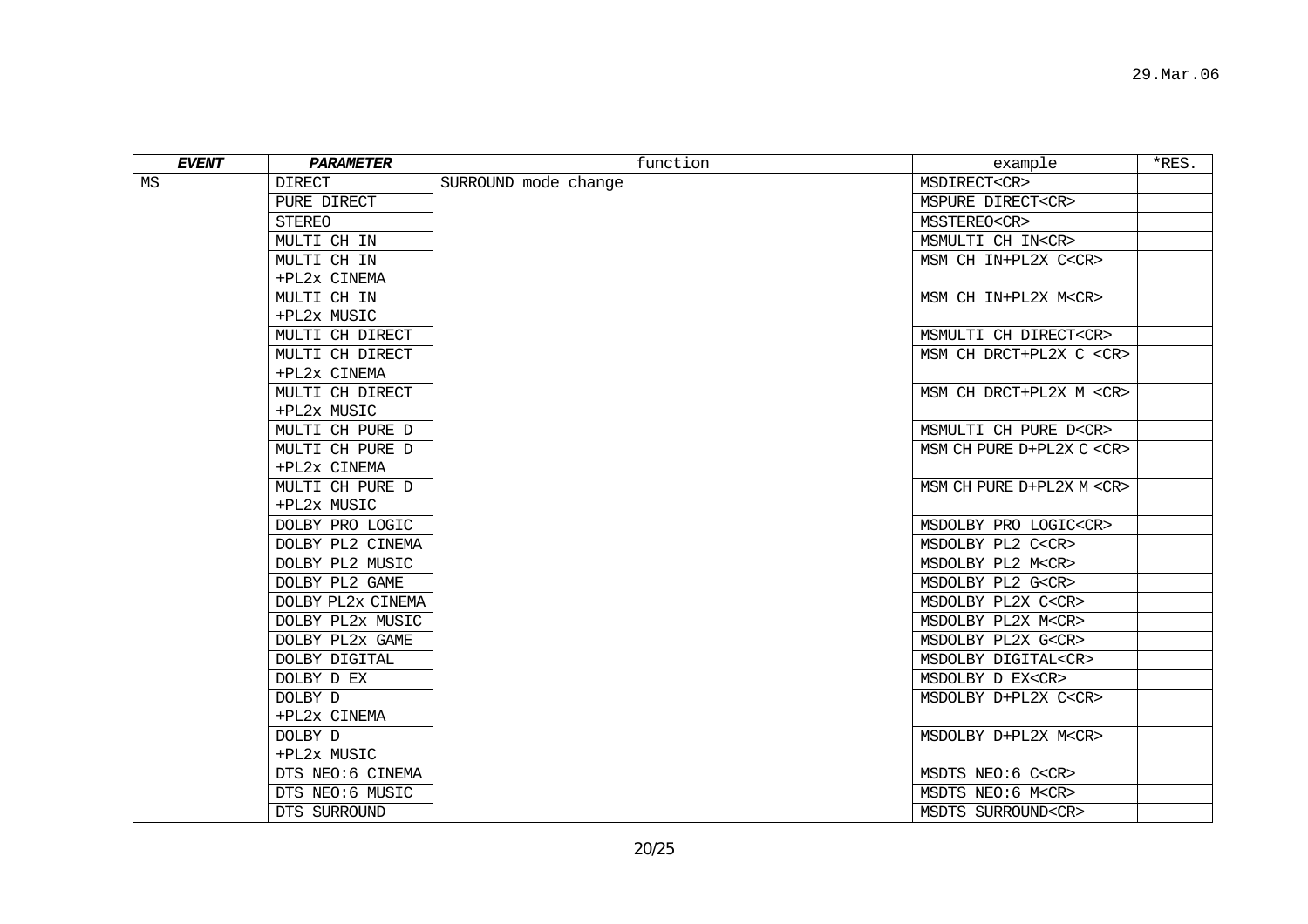| ***EVENT*** | ***PARAMETER*** | function | example | *RES. |
|---|---|---|---|---|
| MS | DIRECT | SURROUND mode change | MSDIRECT<CR> | |
| | PURE DIRECT | | MSPURE DIRECT<CR> | |
| | STEREO | | MSSTEREO<CR> | |
| | MULTI CH IN | | MSMULTI CH IN<CR> | |
| | MULTI CH IN +PL2x CINEMA | | MSM CH IN+PL2X C<CR> | |
| | MULTI CH IN +PL2x MUSIC | | MSM CH IN+PL2X M<CR> | |
| | MULTI CH DIRECT | | MSMULTI CH DIRECT<CR> | |
| | MULTI CH DIRECT +PL2x CINEMA | | MSM CH DRCT+PL2X C <CR> | |
| | MULTI CH DIRECT +PL2x MUSIC | | MSM CH DRCT+PL2X M <CR> | |
| | MULTI CH PURE D | | MSMULTI CH PURE D<CR> | |
| | MULTI CH PURE D +PL2x CINEMA | | MSM CH PURE D+PL2X C <CR> | |
| | MULTI CH PURE D +PL2x MUSIC | | MSM CH PURE D+PL2X M <CR> | |
| | DOLBY PRO LOGIC | | MSDOLBY PRO LOGIC<CR> | |
| | DOLBY PL2 CINEMA | | MSDOLBY PL2 C<CR> | |
| | DOLBY PL2 MUSIC | | MSDOLBY PL2 M<CR> | |
| | DOLBY PL2 GAME | | MSDOLBY PL2 G<CR> | |
| | DOLBY PL2x CINEMA | | MSDOLBY PL2X C<CR> | |
| | DOLBY PL2x MUSIC | | MSDOLBY PL2X M<CR> | |
| | DOLBY PL2x GAME | | MSDOLBY PL2X G<CR> | |
| | DOLBY DIGITAL | | MSDOLBY DIGITAL<CR> | |
| | DOLBY D EX | | MSDOLBY D EX<CR> | |
| | DOLBY D +PL2x CINEMA | | MSDOLBY D+PL2X C<CR> | |
| | DOLBY D +PL2x MUSIC | | MSDOLBY D+PL2X M<CR> | |
| | DTS NEO:6 CINEMA | | MSDTS NEO:6 C<CR> | |
| | DTS NEO:6 MUSIC | | MSDTS NEO:6 M<CR> | |
| | DTS SURROUND | | MSDTS SURROUND<CR> | |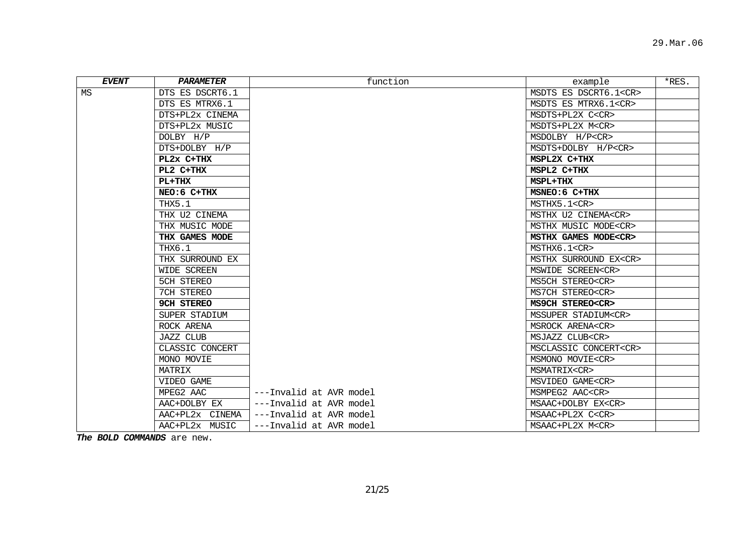29.Mar.06

| ***EVENT*** | ***PARAMETER*** | function | example | *RES. |
|---|---|---|---|---|
| MS | DTS ES DSCRT6.1 | | MSDTS ES DSCRT6.1<CR> | |
| | DTS ES MTRX6.1 | | MSDTS ES MTRX6.1<CR> | |
| | DTS+PL2x CINEMA | | MSDTS+PL2X C<CR> | |
| | DTS+PL2x MUSIC | | MSDTS+PL2X M<CR> | |
| | DOLBY H/P | | MSDOLBY H/P<CR> | |
| | DTS+DOLBY H/P | | MSDTS+DOLBY H/P<CR> | |
| | **PL2x C+THX** | | **MSPL2X C+THX** | |
| | **PL2 C+THX** | | **MSPL2 C+THX** | |
| | **PL+THX** | | **MSPL+THX** | |
| | **NEO:6 C+THX** | | **MSNEO:6 C+THX** | |
| | THX5.1 | | MSTHX5.1<CR> | |
| | THX U2 CINEMA | | MSTHX U2 CINEMA<CR> | |
| | THX MUSIC MODE | | MSTHX MUSIC MODE<CR> | |
| | **THX GAMES MODE** | | **MSTHX GAMES MODE<CR>** | |
| | THX6.1 | | MSTHX6.1<CR> | |
| | THX SURROUND EX | | MSTHX SURROUND EX<CR> | |
| | WIDE SCREEN | | MSWIDE SCREEN<CR> | |
| | 5CH STEREO | | MS5CH STEREO<CR> | |
| | 7CH STEREO | | MS7CH STEREO<CR> | |
| | **9CH STEREO** | | **MS9CH STEREO<CR>** | |
| | SUPER STADIUM | | MSSUPER STADIUM<CR> | |
| | ROCK ARENA | | MSROCK ARENA<CR> | |
| | JAZZ CLUB | | MSJAZZ CLUB<CR> | |
| | CLASSIC CONCERT | | MSCLASSIC CONCERT<CR> | |
| | MONO MOVIE | | MSMONO MOVIE<CR> | |
| | MATRIX | | MSMATRIX<CR> | |
| | VIDEO GAME | | MSVIDEO GAME<CR> | |
| | MPEG2 AAC | ---Invalid at AVR model | MSMPEG2 AAC<CR> | |
| | AAC+DOLBY EX | ---Invalid at AVR model | MSAAC+DOLBY EX<CR> | |
| | AAC+PL2x CINEMA | ---Invalid at AVR model | MSAAC+PL2X C<CR> | |
| | AAC+PL2x MUSIC | ---Invalid at AVR model | MSAAC+PL2X M<CR> | |

***The BOLD COMMANDS*** are new.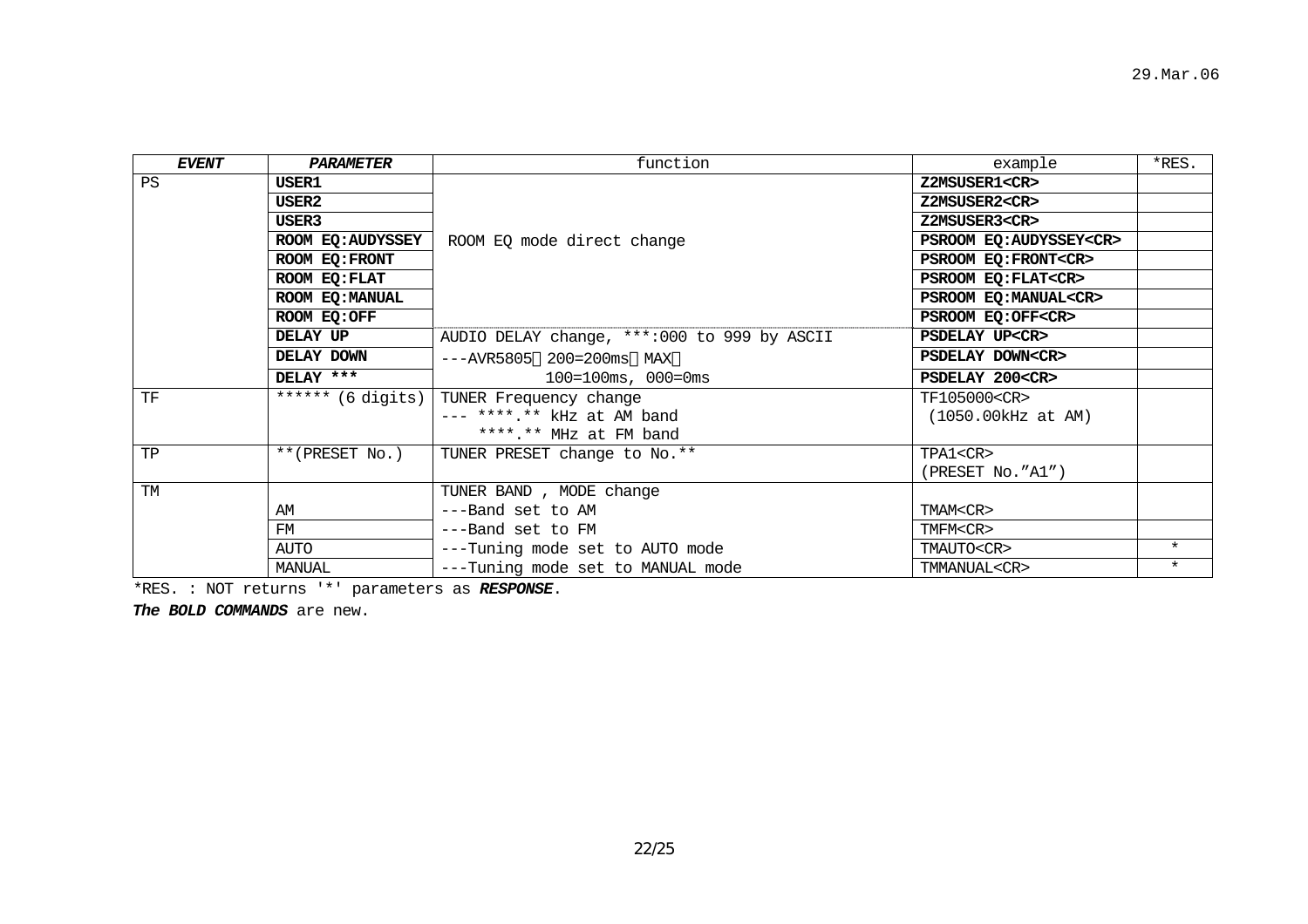29.Mar.06

| ***EVENT*** | ***PARAMETER*** | function | example | *RES. |
|---|---|---|---|---|
| PS | **USER1** | ROOM EQ mode direct change | **Z2MSUSER1<CR>** | |
| | **USER2** | | **Z2MSUSER2<CR>** | |
| | **USER3** | | **Z2MSUSER3<CR>** | |
| | **ROOM EQ:AUDYSSEY** | | **PSROOM EQ:AUDYSSEY<CR>** | |
| | **ROOM EQ:FRONT** | | **PSROOM EQ:FRONT<CR>** | |
| | **ROOM EQ:FLAT** | | **PSROOM EQ:FLAT<CR>** | |
| | **ROOM EQ:MANUAL** | | **PSROOM EQ:MANUAL<CR>** | |
| | **ROOM EQ:OFF** | | **PSROOM EQ:OFF<CR>** | |
| | **DELAY UP** | AUDIO DELAY change, ***:000 to 999 by ASCII | **PSDELAY UP<CR>** | |
| | **DELAY DOWN** | ---AVR5805（200=200ms（MAX） | **PSDELAY DOWN<CR>** | |
| | **DELAY *** ** | 100=100ms, 000=0ms | **PSDELAY 200<CR>** | |
| TF | ****** (6 digits) | TUNER Frequency change<br>--- ****.** kHz at AM band<br>****.** MHz at FM band | TF105000<CR><br>(1050.00kHz at AM) | |
| TP | **(PRESET No.) | TUNER PRESET change to No.** | TPA1<CR><br>(PRESET No.”A1”) | |
| TM | | TUNER BAND , MODE change | | |
| | AM | ---Band set to AM | TMAM<CR> | |
| | FM | ---Band set to FM | TMFM<CR> | |
| | AUTO | ---Tuning mode set to AUTO mode | TMAUTO<CR> | * |
| | MANUAL | ---Tuning mode set to MANUAL mode | TMMANUAL<CR> | * |

*RES. : NOT returns '*' parameters as ***RESPONSE***.

***The BOLD COMMANDS*** are new.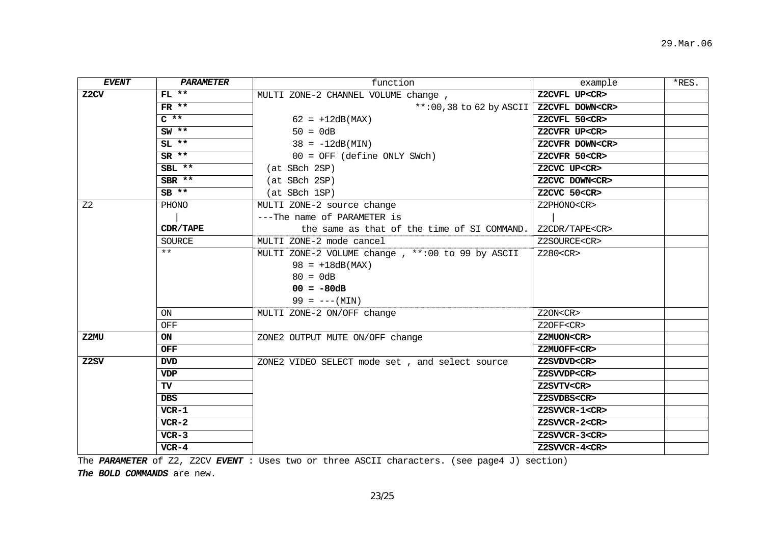| ***EVENT*** | ***PARAMETER*** | function | example | *RES. |
|---|---|---|---|---|
| **Z2CV** | **FL \*\*** | MULTI ZONE-2 CHANNEL VOLUME change , | **Z2CVFL UP<CR>** | |
| | **FR \*\*** | \*\*:00,38 to 62 by ASCII | **Z2CVFL DOWN<CR>** | |
| | **C \*\*** | 62 = +12dB(MAX) | **Z2CVFL 50<CR>** | |
| | **SW \*\*** | 50 = 0dB | **Z2CVFR UP<CR>** | |
| | **SL \*\*** | 38 = -12dB(MIN) | **Z2CVFR DOWN<CR>** | |
| | **SR \*\*** | 00 = OFF (define ONLY SWch) | **Z2CVFR 50<CR>** | |
| | **SBL \*\*** | (at SBch 2SP) | **Z2CVC UP<CR>** | |
| | **SBR \*\*** | (at SBch 2SP) | **Z2CVC DOWN<CR>** | |
| | **SB \*\*** | (at SBch 1SP) | **Z2CVC 50<CR>** | |
| Z2 | PHONO<br>\|<br>**CDR/TAPE** | MULTI ZONE-2 source change<br>---The name of PARAMETER is<br>the same as that of the time of SI COMMAND. | Z2PHONO<CR><br>\|<br>Z2CDR/TAPE<CR> | |
| | SOURCE | MULTI ZONE-2 mode cancel | Z2SOURCE<CR> | |
| | \*\* | MULTI ZONE-2 VOLUME change , \*\*:00 to 99 by ASCII<br>98 = +18dB(MAX)<br>80 = 0dB<br>**00 = -80dB**<br>99 = ---(MIN) | Z280<CR> | |
| | ON | MULTI ZONE-2 ON/OFF change | Z2ON<CR> | |
| | OFF | | Z2OFF<CR> | |
| **Z2MU** | **ON** | ZONE2 OUTPUT MUTE ON/OFF change | **Z2MUON<CR>** | |
| | **OFF** | | **Z2MUOFF<CR>** | |
| **Z2SV** | **DVD** | ZONE2 VIDEO SELECT mode set , and select source | **Z2SVDVD<CR>** | |
| | **VDP** | | **Z2SVVDP<CR>** | |
| | **TV** | | **Z2SVTV<CR>** | |
| | **DBS** | | **Z2SVDBS<CR>** | |
| | **VCR-1** | | **Z2SVVCR-1<CR>** | |
| | **VCR-2** | | **Z2SVVCR-2<CR>** | |
| | **VCR-3** | | **Z2SVVCR-3<CR>** | |
| | **VCR-4** | | **Z2SVVCR-4<CR>** | |

The ***PARAMETER*** of Z2, Z2CV ***EVENT*** : Uses two or three ASCII characters. (see page4 J) section)

***The BOLD COMMANDS*** are new.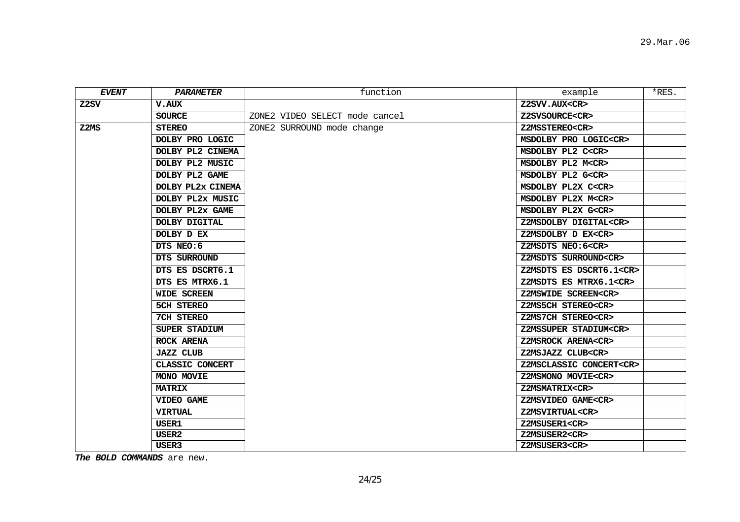29.Mar.06

| *EVENT* | *PARAMETER* | function | example | *RES. |
|---|---|---|---|---|
| **Z2SV** | **V.AUX** | | **Z2SVV.AUX<CR>** | |
| | **SOURCE** | ZONE2 VIDEO SELECT mode cancel | **Z2SVSOURCE<CR>** | |
| **Z2MS** | **STEREO** | ZONE2 SURROUND mode change | **Z2MSSTEREO<CR>** | |
| | **DOLBY PRO LOGIC** | | **MSDOLBY PRO LOGIC<CR>** | |
| | **DOLBY PL2 CINEMA** | | **MSDOLBY PL2 C<CR>** | |
| | **DOLBY PL2 MUSIC** | | **MSDOLBY PL2 M<CR>** | |
| | **DOLBY PL2 GAME** | | **MSDOLBY PL2 G<CR>** | |
| | **DOLBY PL2x CINEMA** | | **MSDOLBY PL2X C<CR>** | |
| | **DOLBY PL2x MUSIC** | | **MSDOLBY PL2X M<CR>** | |
| | **DOLBY PL2x GAME** | | **MSDOLBY PL2X G<CR>** | |
| | **DOLBY DIGITAL** | | **Z2MSDOLBY DIGITAL<CR>** | |
| | **DOLBY D EX** | | **Z2MSDOLBY D EX<CR>** | |
| | **DTS NEO:6** | | **Z2MSDTS NEO:6<CR>** | |
| | **DTS SURROUND** | | **Z2MSDTS SURROUND<CR>** | |
| | **DTS ES DSCRT6.1** | | **Z2MSDTS ES DSCRT6.1<CR>** | |
| | **DTS ES MTRX6.1** | | **Z2MSDTS ES MTRX6.1<CR>** | |
| | **WIDE SCREEN** | | **Z2MSWIDE SCREEN<CR>** | |
| | **5CH STEREO** | | **Z2MS5CH STEREO<CR>** | |
| | **7CH STEREO** | | **Z2MS7CH STEREO<CR>** | |
| | **SUPER STADIUM** | | **Z2MSSUPER STADIUM<CR>** | |
| | **ROCK ARENA** | | **Z2MSROCK ARENA<CR>** | |
| | **JAZZ CLUB** | | **Z2MSJAZZ CLUB<CR>** | |
| | **CLASSIC CONCERT** | | **Z2MSCLASSIC CONCERT<CR>** | |
| | **MONO MOVIE** | | **Z2MSMONO MOVIE<CR>** | |
| | **MATRIX** | | **Z2MSMATRIX<CR>** | |
| | **VIDEO GAME** | | **Z2MSVIDEO GAME<CR>** | |
| | **VIRTUAL** | | **Z2MSVIRTUAL<CR>** | |
| | **USER1** | | **Z2MSUSER1<CR>** | |
| | **USER2** | | **Z2MSUSER2<CR>** | |
| | **USER3** | | **Z2MSUSER3<CR>** | |

***The BOLD COMMANDS*** are new.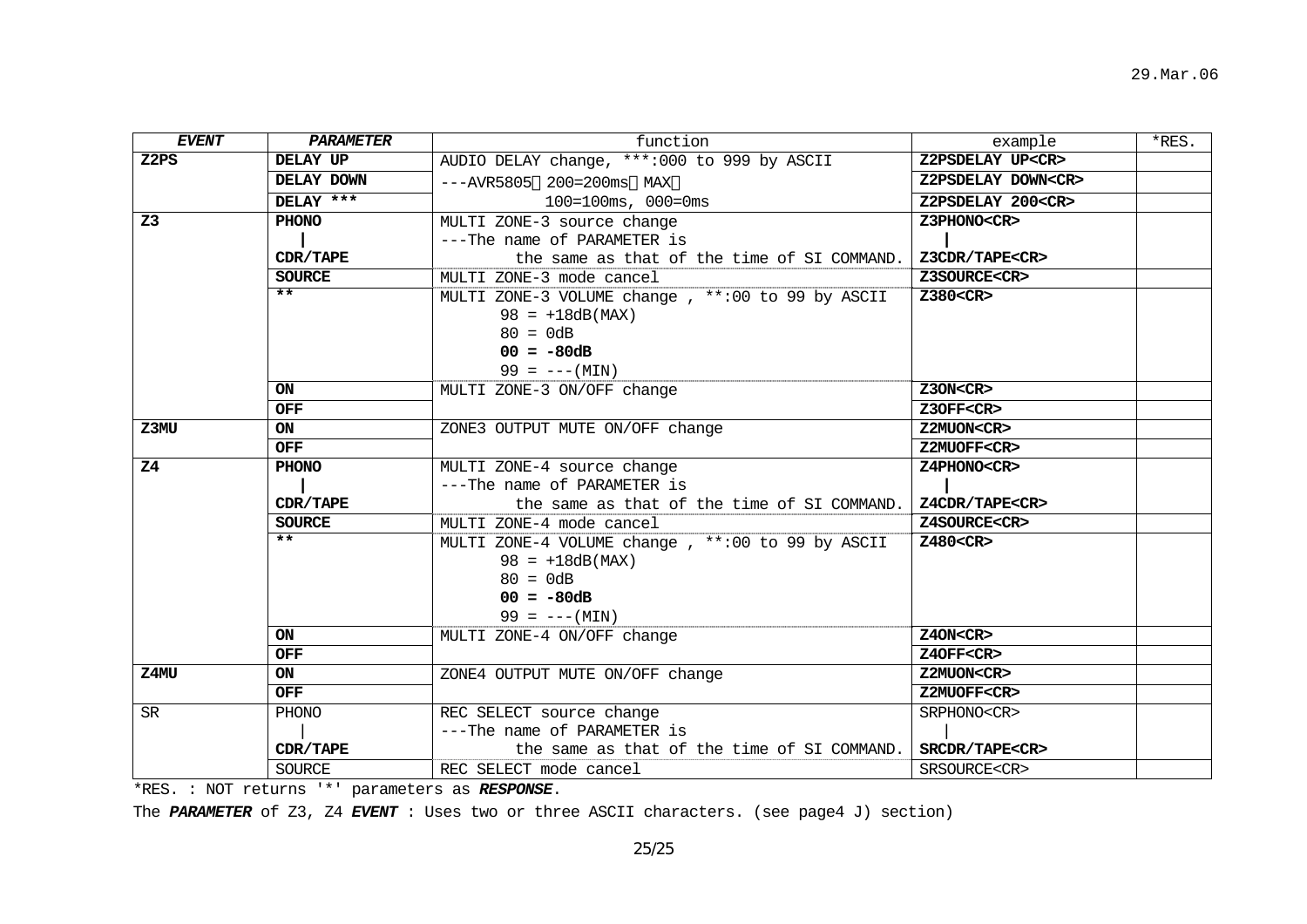| ***EVENT*** | ***PARAMETER*** | function | example | *RES. |
|---|---|---|---|---|
| **Z2PS** | **DELAY UP** | AUDIO DELAY change, ***:000 to 999 by ASCII | **Z2PSDELAY UP<CR>** | |
| | **DELAY DOWN** | ---AVR5805（200=200ms（MAX） | **Z2PSDELAY DOWN<CR>** | |
| | **DELAY *** ** | 100=100ms, 000=0ms | **Z2PSDELAY 200<CR>** | |
| **Z3** | **PHONO**<br>**\|**<br>**CDR/TAPE** | MULTI ZONE-3 source change<br>---The name of PARAMETER is<br>the same as that of the time of SI COMMAND. | **Z3PHONO<CR>**<br>**\|**<br>**Z3CDR/TAPE<CR>** | |
| | **SOURCE** | MULTI ZONE-3 mode cancel | **Z3SOURCE<CR>** | |
| | ** | MULTI ZONE-3 VOLUME change , **:00 to 99 by ASCII<br>98 = +18dB(MAX)<br>80 = 0dB<br>**00 = -80dB**<br>99 = ---(MIN) | **Z380<CR>** | |
| | **ON** | MULTI ZONE-3 ON/OFF change | **Z3ON<CR>** | |
| | **OFF** | | **Z3OFF<CR>** | |
| **Z3MU** | **ON** | ZONE3 OUTPUT MUTE ON/OFF change | **Z2MUON<CR>** | |
| | **OFF** | | **Z2MUOFF<CR>** | |
| **Z4** | **PHONO**<br>**\|**<br>**CDR/TAPE** | MULTI ZONE-4 source change<br>---The name of PARAMETER is<br>the same as that of the time of SI COMMAND. | **Z4PHONO<CR>**<br>**\|**<br>**Z4CDR/TAPE<CR>** | |
| | **SOURCE** | MULTI ZONE-4 mode cancel | **Z4SOURCE<CR>** | |
| | ** | MULTI ZONE-4 VOLUME change , **:00 to 99 by ASCII<br>98 = +18dB(MAX)<br>80 = 0dB<br>**00 = -80dB**<br>99 = ---(MIN) | **Z480<CR>** | |
| | **ON** | MULTI ZONE-4 ON/OFF change | **Z4ON<CR>** | |
| | **OFF** | | **Z4OFF<CR>** | |
| **Z4MU** | **ON** | ZONE4 OUTPUT MUTE ON/OFF change | **Z2MUON<CR>** | |
| | **OFF** | | **Z2MUOFF<CR>** | |
| SR | PHONO<br>\|<br>**CDR/TAPE** | REC SELECT source change<br>---The name of PARAMETER is<br>the same as that of the time of SI COMMAND. | SRPHONO<CR><br>\|<br>**SRCDR/TAPE<CR>** | |
| | SOURCE | REC SELECT mode cancel | SRSOURCE<CR> | |

*RES. : NOT returns '*' parameters as ***RESPONSE***.

The ***PARAMETER*** of Z3, Z4 ***EVENT*** : Uses two or three ASCII characters. (see page4 J) section)